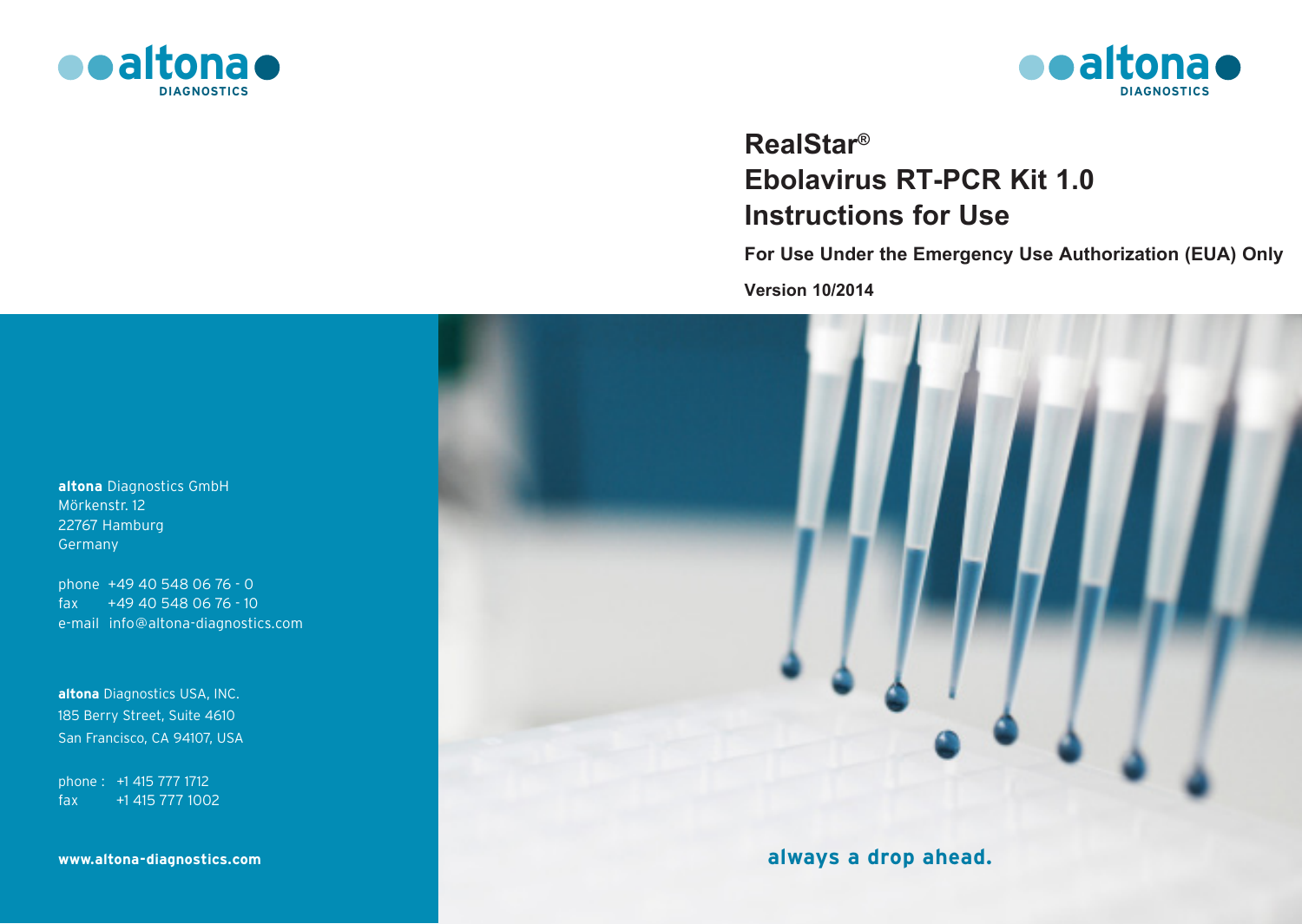# RealStar®
# Ebolavirus RT-PCR Kit 1.0
# Instructions for Use

**For Use Under the Emergency Use Authorization (EUA) Only**

**Version 10/2014**

**altona** Diagnostics GmbH
Mörkenstr. 12
22767 Hamburg
Germany

phone +49 40 548 06 76 - 0
fax +49 40 548 06 76 - 10
e-mail info@altona-diagnostics.com

**altona** Diagnostics USA, INC.
185 Berry Street, Suite 4610
San Francisco, CA 94107, USA

phone : +1 415 777 1712
fax +1 415 777 1002

**www.altona-diagnostics.com**

**always a drop ahead.**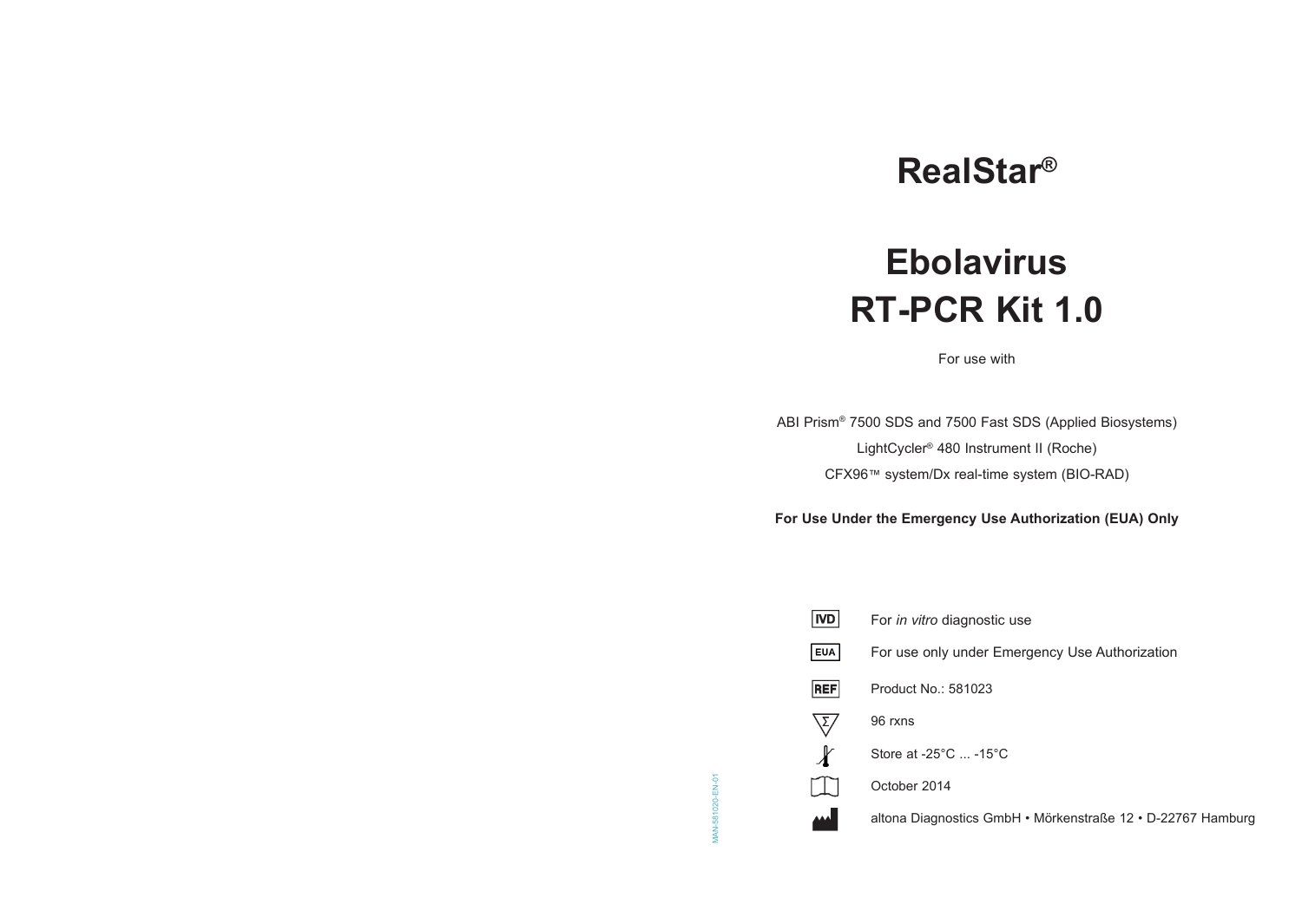# RealStar®

# Ebolavirus RT-PCR Kit 1.0

For use with

ABI Prism® 7500 SDS and 7500 Fast SDS (Applied Biosystems)

LightCycler® 480 Instrument II (Roche)

CFX96™ system/Dx real-time system (BIO-RAD)

**For Use Under the Emergency Use Authorization (EUA) Only**

IVD — For *in vitro* diagnostic use

EUA — For use only under Emergency Use Authorization

REF — Product No.: 581023

Σ — 96 rxns

Store at -25°C ... -15°C

October 2014

altona Diagnostics GmbH • Mörkenstraße 12 • D-22767 Hamburg

MAN-581020-EN-01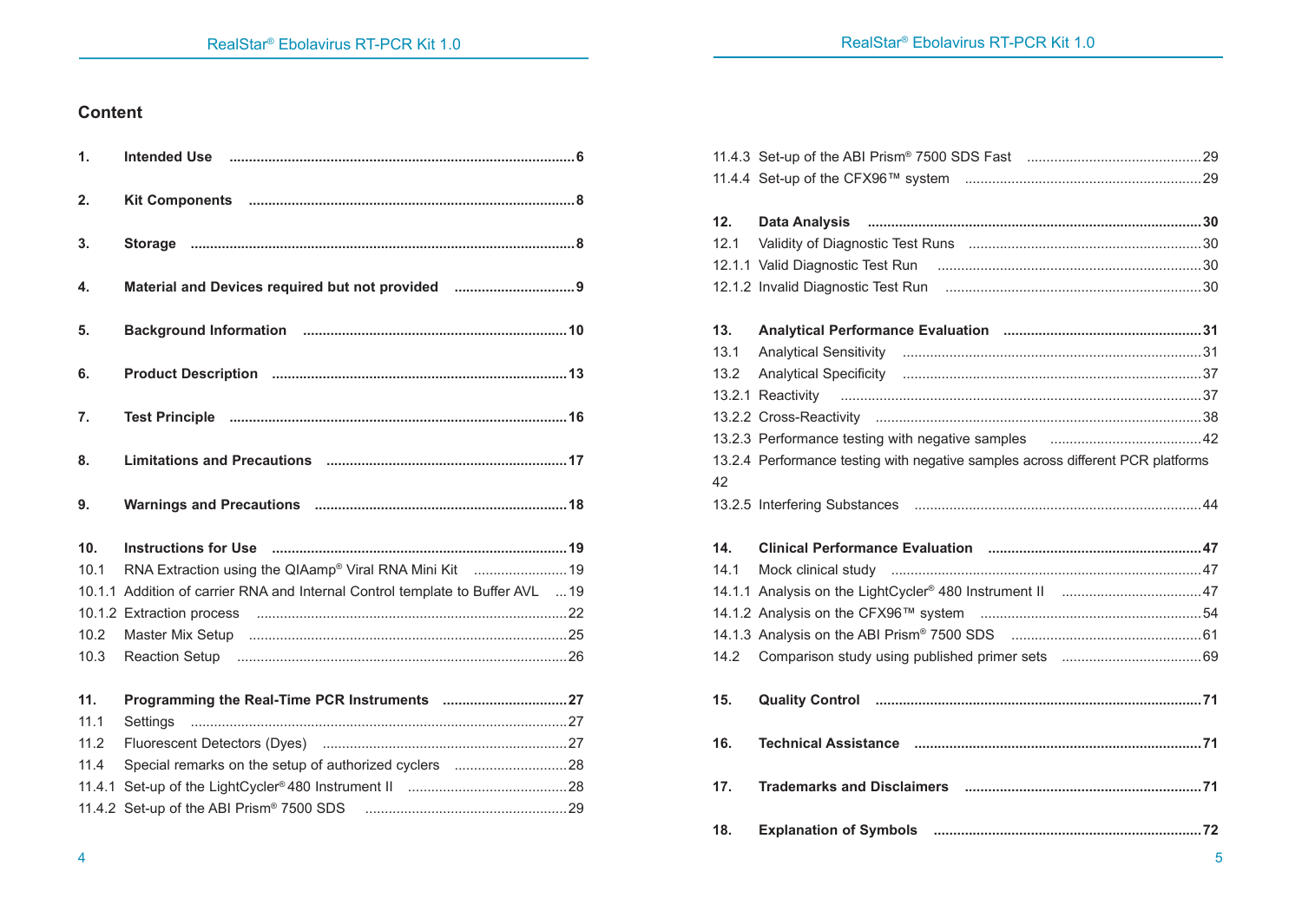## Content

| | | |
|---|---|---|
| **1.** | **Intended Use** | **6** |
| **2.** | **Kit Components** | **8** |
| **3.** | **Storage** | **8** |
| **4.** | **Material and Devices required but not provided** | **9** |
| **5.** | **Background Information** | **10** |
| **6.** | **Product Description** | **13** |
| **7.** | **Test Principle** | **16** |
| **8.** | **Limitations and Precautions** | **17** |
| **9.** | **Warnings and Precautions** | **18** |
| **10.** | **Instructions for Use** | **19** |
| 10.1 | RNA Extraction using the QIAamp® Viral RNA Mini Kit | 19 |
| 10.1.1 | Addition of carrier RNA and Internal Control template to Buffer AVL | 19 |
| 10.1.2 | Extraction process | 22 |
| 10.2 | Master Mix Setup | 25 |
| 10.3 | Reaction Setup | 26 |
| **11.** | **Programming the Real-Time PCR Instruments** | **27** |
| 11.1 | Settings | 27 |
| 11.2 | Fluorescent Detectors (Dyes) | 27 |
| 11.4 | Special remarks on the setup of authorized cyclers | 28 |
| 11.4.1 | Set-up of the LightCycler® 480 Instrument II | 28 |
| 11.4.2 | Set-up of the ABI Prism® 7500 SDS | 29 |
| 11.4.3 | Set-up of the ABI Prism® 7500 SDS Fast | 29 |
| 11.4.4 | Set-up of the CFX96™ system | 29 |
| **12.** | **Data Analysis** | **30** |
| 12.1 | Validity of Diagnostic Test Runs | 30 |
| 12.1.1 | Valid Diagnostic Test Run | 30 |
| 12.1.2 | Invalid Diagnostic Test Run | 30 |
| **13.** | **Analytical Performance Evaluation** | **31** |
| 13.1 | Analytical Sensitivity | 31 |
| 13.2 | Analytical Specificity | 37 |
| 13.2.1 | Reactivity | 37 |
| 13.2.2 | Cross-Reactivity | 38 |
| 13.2.3 | Performance testing with negative samples | 42 |
| 13.2.4 | Performance testing with negative samples across different PCR platforms | 42 |
| 13.2.5 | Interfering Substances | 44 |
| **14.** | **Clinical Performance Evaluation** | **47** |
| 14.1 | Mock clinical study | 47 |
| 14.1.1 | Analysis on the LightCycler® 480 Instrument II | 47 |
| 14.1.2 | Analysis on the CFX96™ system | 54 |
| 14.1.3 | Analysis on the ABI Prism® 7500 SDS | 61 |
| 14.2 | Comparison study using published primer sets | 69 |
| **15.** | **Quality Control** | **71** |
| **16.** | **Technical Assistance** | **71** |
| **17.** | **Trademarks and Disclaimers** | **71** |
| **18.** | **Explanation of Symbols** | **72** |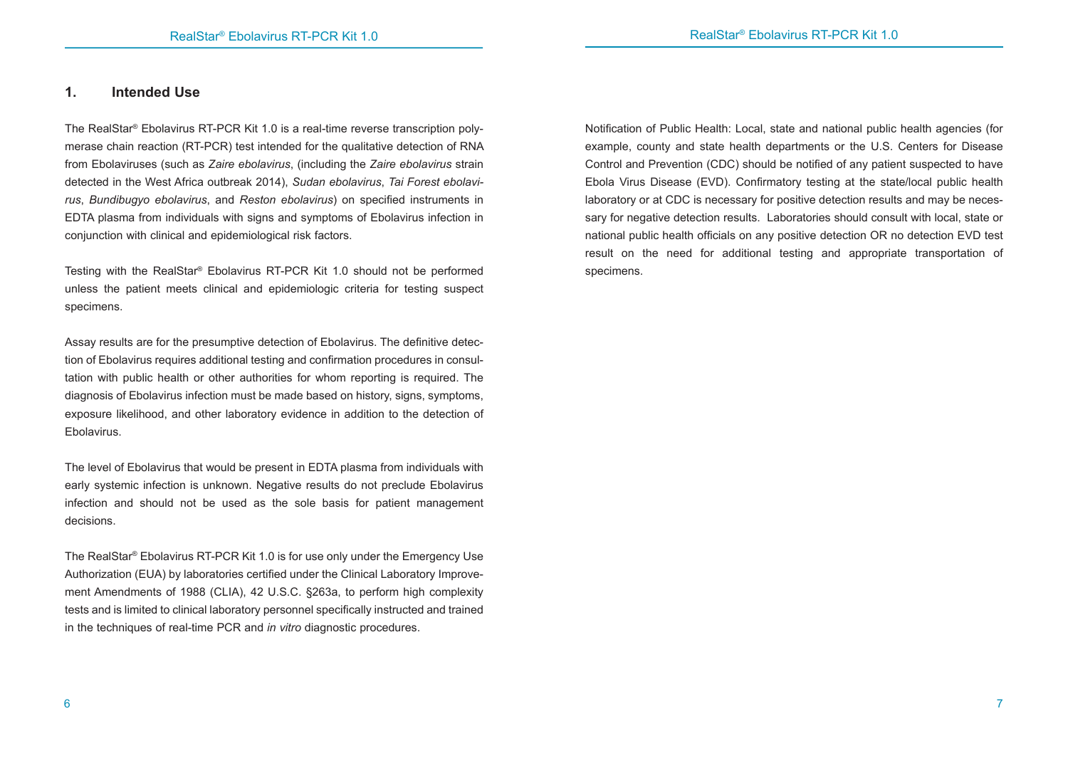## 1. Intended Use

The RealStar® Ebolavirus RT-PCR Kit 1.0 is a real-time reverse transcription polymerase chain reaction (RT-PCR) test intended for the qualitative detection of RNA from Ebolaviruses (such as *Zaire ebolavirus*, (including the *Zaire ebolavirus* strain detected in the West Africa outbreak 2014), *Sudan ebolavirus*, *Tai Forest ebolavirus*, *Bundibugyo ebolavirus*, and *Reston ebolavirus*) on specified instruments in EDTA plasma from individuals with signs and symptoms of Ebolavirus infection in conjunction with clinical and epidemiological risk factors.

Testing with the RealStar® Ebolavirus RT-PCR Kit 1.0 should not be performed unless the patient meets clinical and epidemiologic criteria for testing suspect specimens.

Assay results are for the presumptive detection of Ebolavirus. The definitive detection of Ebolavirus requires additional testing and confirmation procedures in consultation with public health or other authorities for whom reporting is required. The diagnosis of Ebolavirus infection must be made based on history, signs, symptoms, exposure likelihood, and other laboratory evidence in addition to the detection of Ebolavirus.

The level of Ebolavirus that would be present in EDTA plasma from individuals with early systemic infection is unknown. Negative results do not preclude Ebolavirus infection and should not be used as the sole basis for patient management decisions.

The RealStar® Ebolavirus RT-PCR Kit 1.0 is for use only under the Emergency Use Authorization (EUA) by laboratories certified under the Clinical Laboratory Improvement Amendments of 1988 (CLIA), 42 U.S.C. §263a, to perform high complexity tests and is limited to clinical laboratory personnel specifically instructed and trained in the techniques of real-time PCR and *in vitro* diagnostic procedures.

Notification of Public Health: Local, state and national public health agencies (for example, county and state health departments or the U.S. Centers for Disease Control and Prevention (CDC) should be notified of any patient suspected to have Ebola Virus Disease (EVD). Confirmatory testing at the state/local public health laboratory or at CDC is necessary for positive detection results and may be necessary for negative detection results. Laboratories should consult with local, state or national public health officials on any positive detection OR no detection EVD test result on the need for additional testing and appropriate transportation of specimens.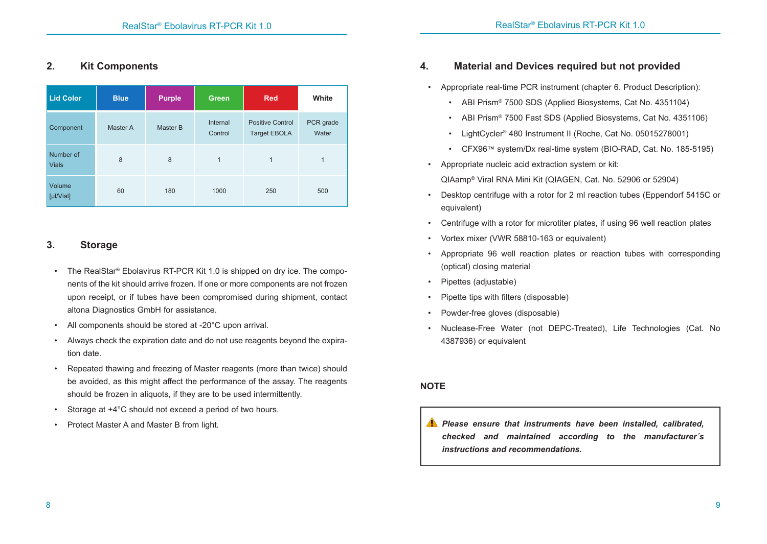## 2. Kit Components

| Lid Color | Blue | Purple | Green | Red | White |
|---|---|---|---|---|---|
| Component | Master A | Master B | Internal Control | Positive Control Target EBOLA | PCR grade Water |
| Number of Vials | 8 | 8 | 1 | 1 | 1 |
| Volume [µl/Vial] | 60 | 180 | 1000 | 250 | 500 |

## 3. Storage

- The RealStar® Ebolavirus RT-PCR Kit 1.0 is shipped on dry ice. The components of the kit should arrive frozen. If one or more components are not frozen upon receipt, or if tubes have been compromised during shipment, contact altona Diagnostics GmbH for assistance.
- All components should be stored at -20°C upon arrival.
- Always check the expiration date and do not use reagents beyond the expiration date.
- Repeated thawing and freezing of Master reagents (more than twice) should be avoided, as this might affect the performance of the assay. The reagents should be frozen in aliquots, if they are to be used intermittently.
- Storage at +4°C should not exceed a period of two hours.
- Protect Master A and Master B from light.

## 4. Material and Devices required but not provided

- Appropriate real-time PCR instrument (chapter 6. Product Description):
  - ABI Prism® 7500 SDS (Applied Biosystems, Cat No. 4351104)
  - ABI Prism® 7500 Fast SDS (Applied Biosystems, Cat No. 4351106)
  - LightCycler® 480 Instrument II (Roche, Cat No. 05015278001)
  - CFX96™ system/Dx real-time system (BIO-RAD, Cat. No. 185-5195)
- Appropriate nucleic acid extraction system or kit:
  QIAamp® Viral RNA Mini Kit (QIAGEN, Cat. No. 52906 or 52904)
- Desktop centrifuge with a rotor for 2 ml reaction tubes (Eppendorf 5415C or equivalent)
- Centrifuge with a rotor for microtiter plates, if using 96 well reaction plates
- Vortex mixer (VWR 58810-163 or equivalent)
- Appropriate 96 well reaction plates or reaction tubes with corresponding (optical) closing material
- Pipettes (adjustable)
- Pipette tips with filters (disposable)
- Powder-free gloves (disposable)
- Nuclease-Free Water (not DEPC-Treated), Life Technologies (Cat. No 4387936) or equivalent

**NOTE**

> ⚠ ***Please ensure that instruments have been installed, calibrated, checked and maintained according to the manufacturer´s instructions and recommendations.***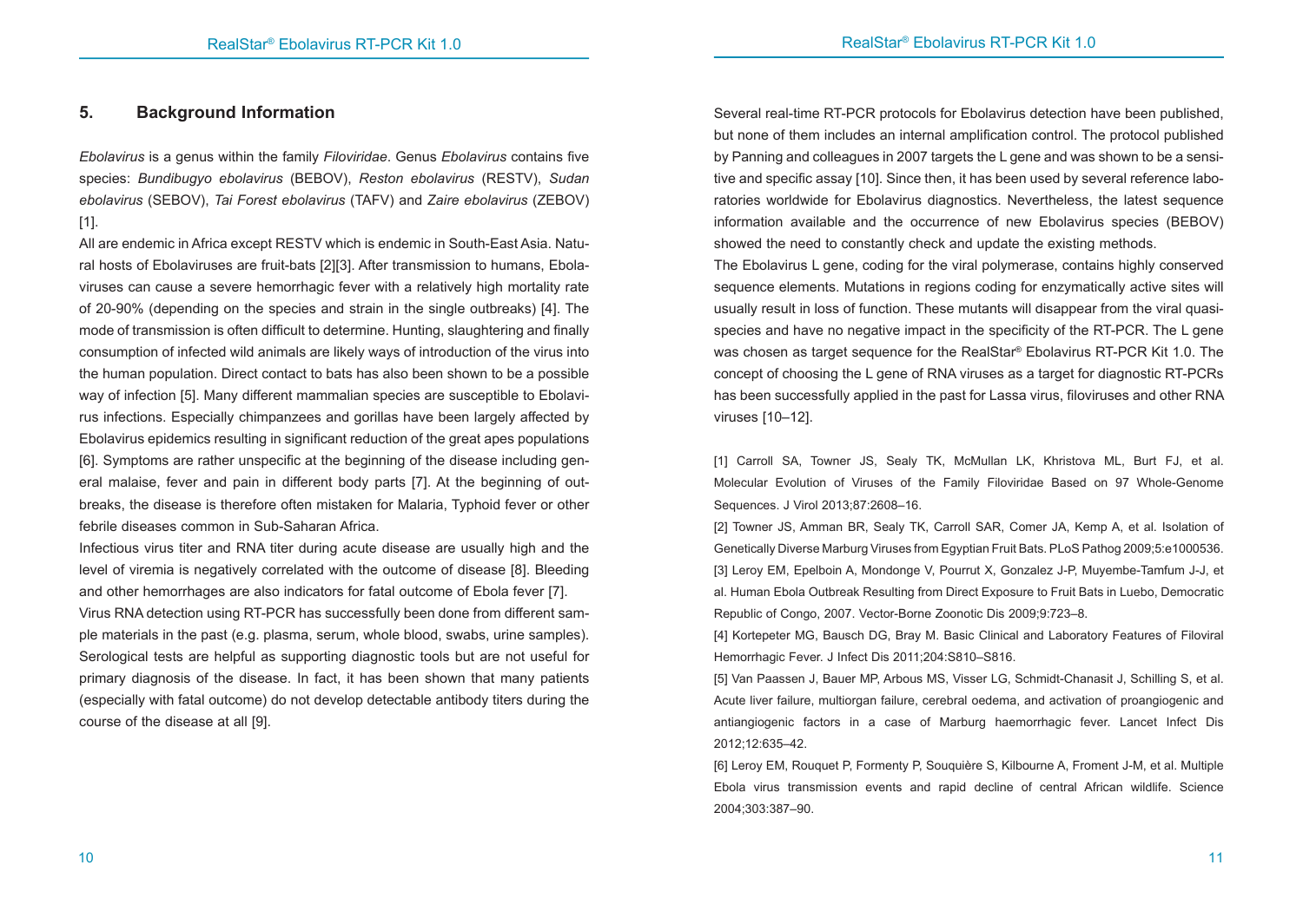## 5. Background Information

*Ebolavirus* is a genus within the family *Filoviridae*. Genus *Ebolavirus* contains five species: *Bundibugyo ebolavirus* (BEBOV), *Reston ebolavirus* (RESTV), *Sudan ebolavirus* (SEBOV), *Tai Forest ebolavirus* (TAFV) and *Zaire ebolavirus* (ZEBOV) [1].

All are endemic in Africa except RESTV which is endemic in South-East Asia. Natural hosts of Ebolaviruses are fruit-bats [2][3]. After transmission to humans, Ebolaviruses can cause a severe hemorrhagic fever with a relatively high mortality rate of 20-90% (depending on the species and strain in the single outbreaks) [4]. The mode of transmission is often difficult to determine. Hunting, slaughtering and finally consumption of infected wild animals are likely ways of introduction of the virus into the human population. Direct contact to bats has also been shown to be a possible way of infection [5]. Many different mammalian species are susceptible to Ebolavirus infections. Especially chimpanzees and gorillas have been largely affected by Ebolavirus epidemics resulting in significant reduction of the great apes populations [6]. Symptoms are rather unspecific at the beginning of the disease including general malaise, fever and pain in different body parts [7]. At the beginning of outbreaks, the disease is therefore often mistaken for Malaria, Typhoid fever or other febrile diseases common in Sub-Saharan Africa.

Infectious virus titer and RNA titer during acute disease are usually high and the level of viremia is negatively correlated with the outcome of disease [8]. Bleeding and other hemorrhages are also indicators for fatal outcome of Ebola fever [7].

Virus RNA detection using RT-PCR has successfully been done from different sample materials in the past (e.g. plasma, serum, whole blood, swabs, urine samples). Serological tests are helpful as supporting diagnostic tools but are not useful for primary diagnosis of the disease. In fact, it has been shown that many patients (especially with fatal outcome) do not develop detectable antibody titers during the course of the disease at all [9].

Several real-time RT-PCR protocols for Ebolavirus detection have been published, but none of them includes an internal amplification control. The protocol published by Panning and colleagues in 2007 targets the L gene and was shown to be a sensitive and specific assay [10]. Since then, it has been used by several reference laboratories worldwide for Ebolavirus diagnostics. Nevertheless, the latest sequence information available and the occurrence of new Ebolavirus species (BEBOV) showed the need to constantly check and update the existing methods.

The Ebolavirus L gene, coding for the viral polymerase, contains highly conserved sequence elements. Mutations in regions coding for enzymatically active sites will usually result in loss of function. These mutants will disappear from the viral quasispecies and have no negative impact in the specificity of the RT-PCR. The L gene was chosen as target sequence for the RealStar® Ebolavirus RT-PCR Kit 1.0. The concept of choosing the L gene of RNA viruses as a target for diagnostic RT-PCRs has been successfully applied in the past for Lassa virus, filoviruses and other RNA viruses [10–12].

[1] Carroll SA, Towner JS, Sealy TK, McMullan LK, Khristova ML, Burt FJ, et al. Molecular Evolution of Viruses of the Family Filoviridae Based on 97 Whole-Genome Sequences. J Virol 2013;87:2608–16.

[2] Towner JS, Amman BR, Sealy TK, Carroll SAR, Comer JA, Kemp A, et al. Isolation of Genetically Diverse Marburg Viruses from Egyptian Fruit Bats. PLoS Pathog 2009;5:e1000536.

[3] Leroy EM, Epelboin A, Mondonge V, Pourrut X, Gonzalez J-P, Muyembe-Tamfum J-J, et al. Human Ebola Outbreak Resulting from Direct Exposure to Fruit Bats in Luebo, Democratic Republic of Congo, 2007. Vector-Borne Zoonotic Dis 2009;9:723–8.

[4] Kortepeter MG, Bausch DG, Bray M. Basic Clinical and Laboratory Features of Filoviral Hemorrhagic Fever. J Infect Dis 2011;204:S810–S816.

[5] Van Paassen J, Bauer MP, Arbous MS, Visser LG, Schmidt-Chanasit J, Schilling S, et al. Acute liver failure, multiorgan failure, cerebral oedema, and activation of proangiogenic and antiangiogenic factors in a case of Marburg haemorrhagic fever. Lancet Infect Dis 2012;12:635–42.

[6] Leroy EM, Rouquet P, Formenty P, Souquière S, Kilbourne A, Froment J-M, et al. Multiple Ebola virus transmission events and rapid decline of central African wildlife. Science 2004;303:387–90.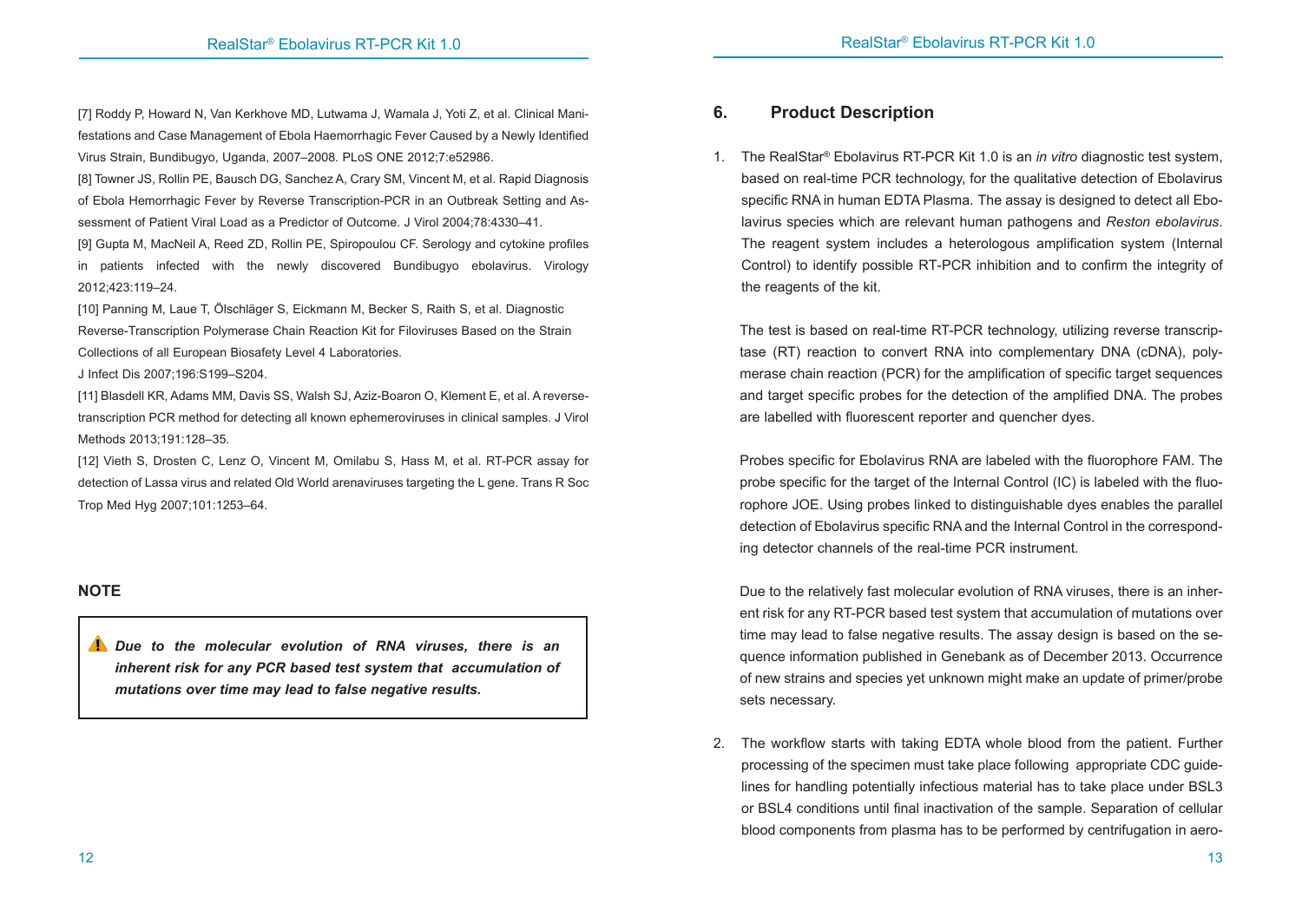[7] Roddy P, Howard N, Van Kerkhove MD, Lutwama J, Wamala J, Yoti Z, et al. Clinical Manifestations and Case Management of Ebola Haemorrhagic Fever Caused by a Newly Identified Virus Strain, Bundibugyo, Uganda, 2007–2008. PLoS ONE 2012;7:e52986.

[8] Towner JS, Rollin PE, Bausch DG, Sanchez A, Crary SM, Vincent M, et al. Rapid Diagnosis of Ebola Hemorrhagic Fever by Reverse Transcription-PCR in an Outbreak Setting and Assessment of Patient Viral Load as a Predictor of Outcome. J Virol 2004;78:4330–41.

[9] Gupta M, MacNeil A, Reed ZD, Rollin PE, Spiropoulou CF. Serology and cytokine profiles in patients infected with the newly discovered Bundibugyo ebolavirus. Virology 2012;423:119–24.

[10] Panning M, Laue T, Ölschläger S, Eickmann M, Becker S, Raith S, et al. Diagnostic Reverse-Transcription Polymerase Chain Reaction Kit for Filoviruses Based on the Strain Collections of all European Biosafety Level 4 Laboratories. J Infect Dis 2007;196:S199–S204.

[11] Blasdell KR, Adams MM, Davis SS, Walsh SJ, Aziz-Boaron O, Klement E, et al. A reverse-transcription PCR method for detecting all known ephemeroviruses in clinical samples. J Virol Methods 2013;191:128–35.

[12] Vieth S, Drosten C, Lenz O, Vincent M, Omilabu S, Hass M, et al. RT-PCR assay for detection of Lassa virus and related Old World arenaviruses targeting the L gene. Trans R Soc Trop Med Hyg 2007;101:1253–64.

**NOTE**

> ⚠ ***Due to the molecular evolution of RNA viruses, there is an inherent risk for any PCR based test system that accumulation of mutations over time may lead to false negative results.***

## 6. Product Description

1. The RealStar® Ebolavirus RT-PCR Kit 1.0 is an *in vitro* diagnostic test system, based on real-time PCR technology, for the qualitative detection of Ebolavirus specific RNA in human EDTA Plasma. The assay is designed to detect all Ebolavirus species which are relevant human pathogens and *Reston ebolavirus*. The reagent system includes a heterologous amplification system (Internal Control) to identify possible RT-PCR inhibition and to confirm the integrity of the reagents of the kit.

   The test is based on real-time RT-PCR technology, utilizing reverse transcriptase (RT) reaction to convert RNA into complementary DNA (cDNA), polymerase chain reaction (PCR) for the amplification of specific target sequences and target specific probes for the detection of the amplified DNA. The probes are labelled with fluorescent reporter and quencher dyes.

   Probes specific for Ebolavirus RNA are labeled with the fluorophore FAM. The probe specific for the target of the Internal Control (IC) is labeled with the fluorophore JOE. Using probes linked to distinguishable dyes enables the parallel detection of Ebolavirus specific RNA and the Internal Control in the corresponding detector channels of the real-time PCR instrument.

   Due to the relatively fast molecular evolution of RNA viruses, there is an inherent risk for any RT-PCR based test system that accumulation of mutations over time may lead to false negative results. The assay design is based on the sequence information published in Genebank as of December 2013. Occurrence of new strains and species yet unknown might make an update of primer/probe sets necessary.

2. The workflow starts with taking EDTA whole blood from the patient. Further processing of the specimen must take place following appropriate CDC guidelines for handling potentially infectious material has to take place under BSL3 or BSL4 conditions until final inactivation of the sample. Separation of cellular blood components from plasma has to be performed by centrifugation in aero-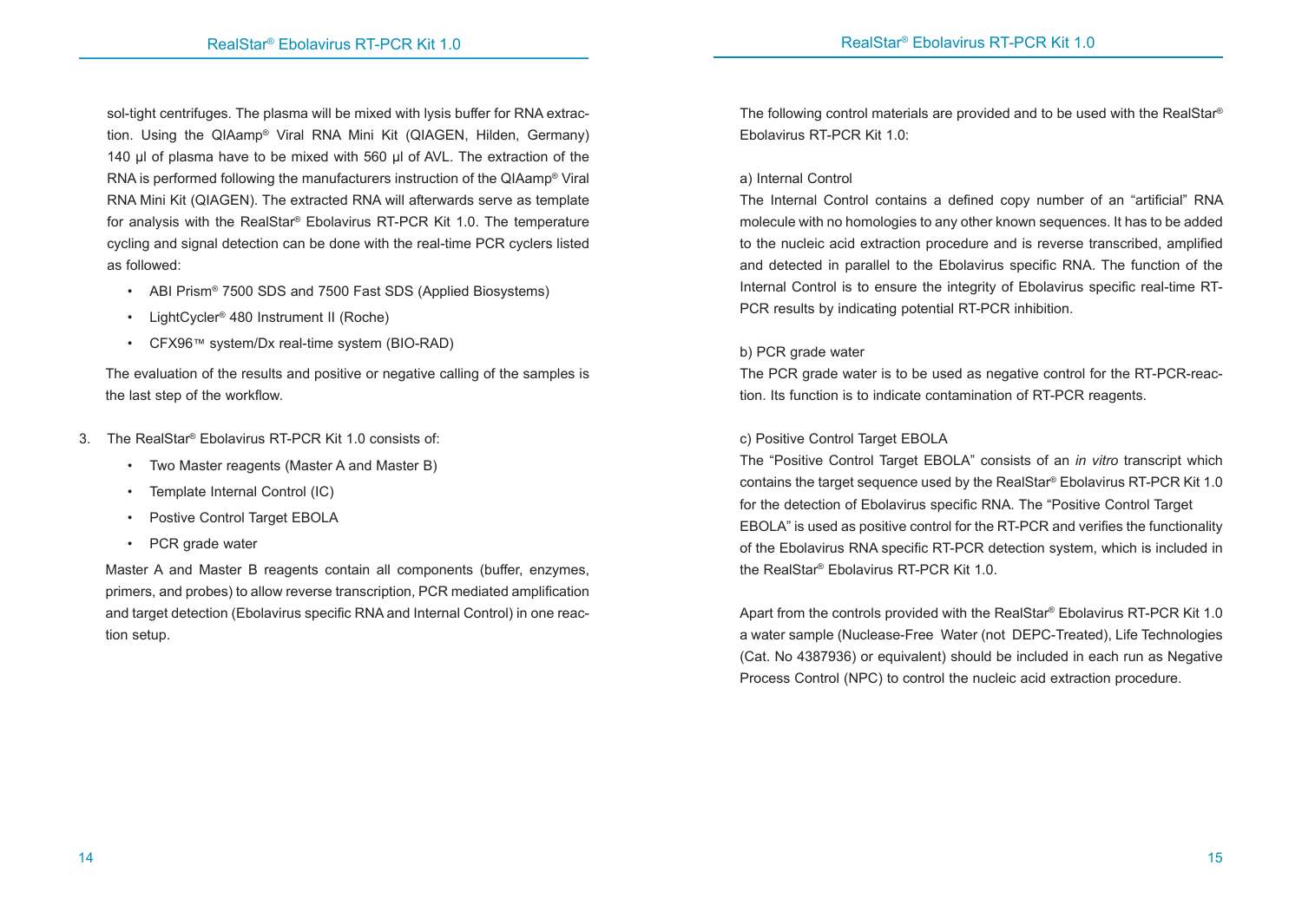sol-tight centrifuges. The plasma will be mixed with lysis buffer for RNA extraction. Using the QIAamp® Viral RNA Mini Kit (QIAGEN, Hilden, Germany) 140 µl of plasma have to be mixed with 560 µl of AVL. The extraction of the RNA is performed following the manufacturers instruction of the QIAamp® Viral RNA Mini Kit (QIAGEN). The extracted RNA will afterwards serve as template for analysis with the RealStar® Ebolavirus RT-PCR Kit 1.0. The temperature cycling and signal detection can be done with the real-time PCR cyclers listed as followed:

- ABI Prism® 7500 SDS and 7500 Fast SDS (Applied Biosystems)
- LightCycler® 480 Instrument II (Roche)
- CFX96™ system/Dx real-time system (BIO-RAD)

The evaluation of the results and positive or negative calling of the samples is the last step of the workflow.

3. The RealStar® Ebolavirus RT-PCR Kit 1.0 consists of:

   - Two Master reagents (Master A and Master B)
   - Template Internal Control (IC)
   - Postive Control Target EBOLA
   - PCR grade water

   Master A and Master B reagents contain all components (buffer, enzymes, primers, and probes) to allow reverse transcription, PCR mediated amplification and target detection (Ebolavirus specific RNA and Internal Control) in one reaction setup.

The following control materials are provided and to be used with the RealStar® Ebolavirus RT-PCR Kit 1.0:

a) Internal Control

The Internal Control contains a defined copy number of an "artificial" RNA molecule with no homologies to any other known sequences. It has to be added to the nucleic acid extraction procedure and is reverse transcribed, amplified and detected in parallel to the Ebolavirus specific RNA. The function of the Internal Control is to ensure the integrity of Ebolavirus specific real-time RT-PCR results by indicating potential RT-PCR inhibition.

b) PCR grade water

The PCR grade water is to be used as negative control for the RT-PCR-reaction. Its function is to indicate contamination of RT-PCR reagents.

c) Positive Control Target EBOLA

The "Positive Control Target EBOLA" consists of an *in vitro* transcript which contains the target sequence used by the RealStar® Ebolavirus RT-PCR Kit 1.0 for the detection of Ebolavirus specific RNA. The "Positive Control Target EBOLA" is used as positive control for the RT-PCR and verifies the functionality of the Ebolavirus RNA specific RT-PCR detection system, which is included in the RealStar® Ebolavirus RT-PCR Kit 1.0.

Apart from the controls provided with the RealStar® Ebolavirus RT-PCR Kit 1.0 a water sample (Nuclease-Free Water (not DEPC-Treated), Life Technologies (Cat. No 4387936) or equivalent) should be included in each run as Negative Process Control (NPC) to control the nucleic acid extraction procedure.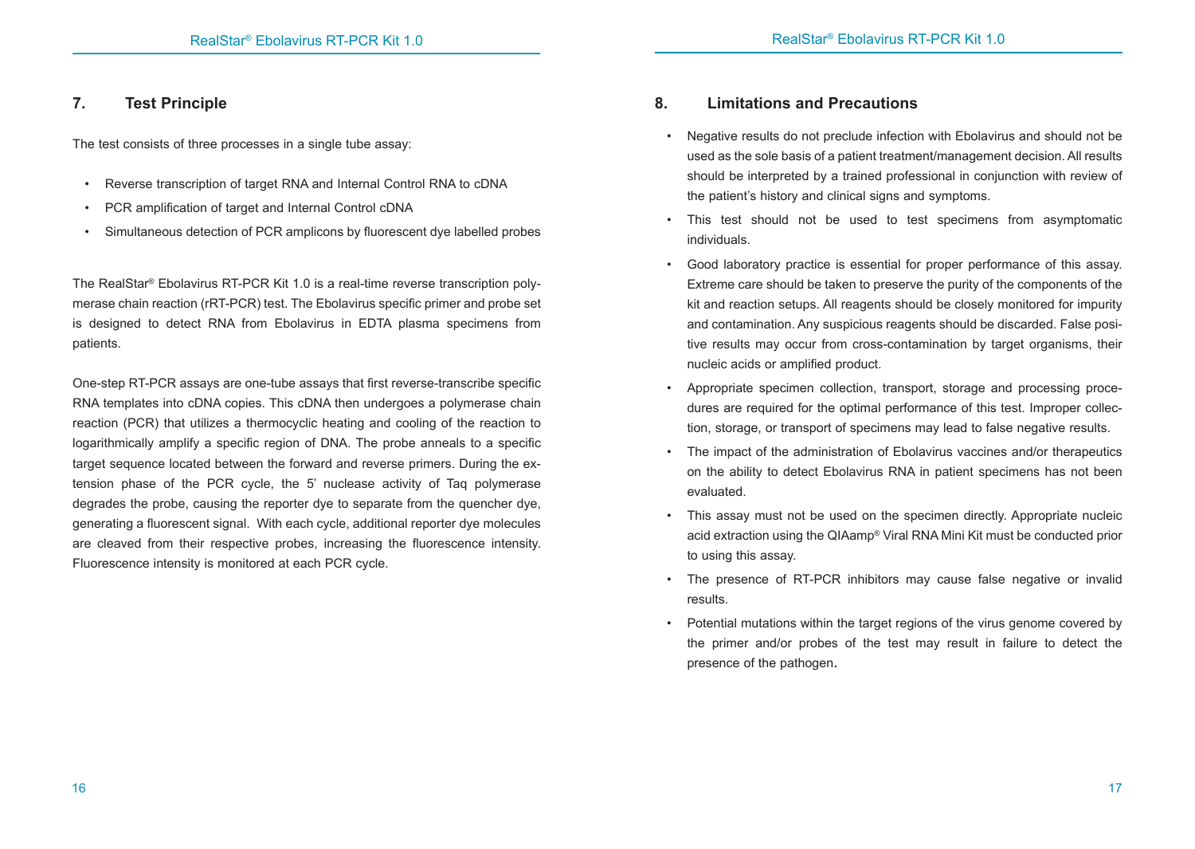## 7. Test Principle

The test consists of three processes in a single tube assay:

- Reverse transcription of target RNA and Internal Control RNA to cDNA
- PCR amplification of target and Internal Control cDNA
- Simultaneous detection of PCR amplicons by fluorescent dye labelled probes

The RealStar® Ebolavirus RT-PCR Kit 1.0 is a real-time reverse transcription polymerase chain reaction (rRT-PCR) test. The Ebolavirus specific primer and probe set is designed to detect RNA from Ebolavirus in EDTA plasma specimens from patients.

One-step RT-PCR assays are one-tube assays that first reverse-transcribe specific RNA templates into cDNA copies. This cDNA then undergoes a polymerase chain reaction (PCR) that utilizes a thermocyclic heating and cooling of the reaction to logarithmically amplify a specific region of DNA. The probe anneals to a specific target sequence located between the forward and reverse primers. During the extension phase of the PCR cycle, the 5' nuclease activity of Taq polymerase degrades the probe, causing the reporter dye to separate from the quencher dye, generating a fluorescent signal. With each cycle, additional reporter dye molecules are cleaved from their respective probes, increasing the fluorescence intensity. Fluorescence intensity is monitored at each PCR cycle.

## 8. Limitations and Precautions

- Negative results do not preclude infection with Ebolavirus and should not be used as the sole basis of a patient treatment/management decision. All results should be interpreted by a trained professional in conjunction with review of the patient's history and clinical signs and symptoms.
- This test should not be used to test specimens from asymptomatic individuals.
- Good laboratory practice is essential for proper performance of this assay. Extreme care should be taken to preserve the purity of the components of the kit and reaction setups. All reagents should be closely monitored for impurity and contamination. Any suspicious reagents should be discarded. False positive results may occur from cross-contamination by target organisms, their nucleic acids or amplified product.
- Appropriate specimen collection, transport, storage and processing procedures are required for the optimal performance of this test. Improper collection, storage, or transport of specimens may lead to false negative results.
- The impact of the administration of Ebolavirus vaccines and/or therapeutics on the ability to detect Ebolavirus RNA in patient specimens has not been evaluated.
- This assay must not be used on the specimen directly. Appropriate nucleic acid extraction using the QIAamp® Viral RNA Mini Kit must be conducted prior to using this assay.
- The presence of RT-PCR inhibitors may cause false negative or invalid results.
- Potential mutations within the target regions of the virus genome covered by the primer and/or probes of the test may result in failure to detect the presence of the pathogen.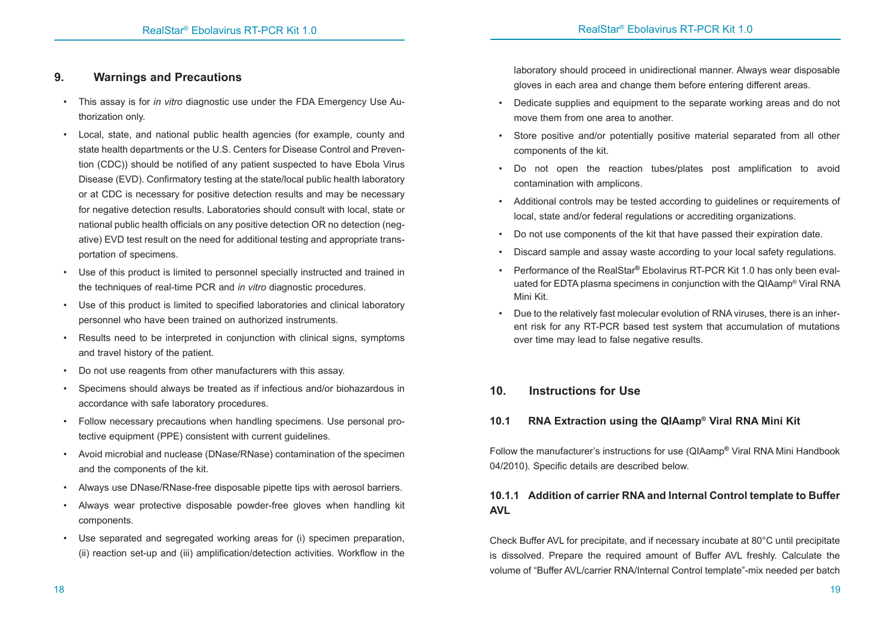## 9. Warnings and Precautions

- This assay is for *in vitro* diagnostic use under the FDA Emergency Use Authorization only.
- Local, state, and national public health agencies (for example, county and state health departments or the U.S. Centers for Disease Control and Prevention (CDC)) should be notified of any patient suspected to have Ebola Virus Disease (EVD). Confirmatory testing at the state/local public health laboratory or at CDC is necessary for positive detection results and may be necessary for negative detection results. Laboratories should consult with local, state or national public health officials on any positive detection OR no detection (negative) EVD test result on the need for additional testing and appropriate transportation of specimens.
- Use of this product is limited to personnel specially instructed and trained in the techniques of real-time PCR and *in vitro* diagnostic procedures.
- Use of this product is limited to specified laboratories and clinical laboratory personnel who have been trained on authorized instruments.
- Results need to be interpreted in conjunction with clinical signs, symptoms and travel history of the patient.
- Do not use reagents from other manufacturers with this assay.
- Specimens should always be treated as if infectious and/or biohazardous in accordance with safe laboratory procedures.
- Follow necessary precautions when handling specimens. Use personal protective equipment (PPE) consistent with current guidelines.
- Avoid microbial and nuclease (DNase/RNase) contamination of the specimen and the components of the kit.
- Always use DNase/RNase-free disposable pipette tips with aerosol barriers.
- Always wear protective disposable powder-free gloves when handling kit components.
- Use separated and segregated working areas for (i) specimen preparation, (ii) reaction set-up and (iii) amplification/detection activities. Workflow in the laboratory should proceed in unidirectional manner. Always wear disposable gloves in each area and change them before entering different areas.
- Dedicate supplies and equipment to the separate working areas and do not move them from one area to another.
- Store positive and/or potentially positive material separated from all other components of the kit.
- Do not open the reaction tubes/plates post amplification to avoid contamination with amplicons.
- Additional controls may be tested according to guidelines or requirements of local, state and/or federal regulations or accrediting organizations.
- Do not use components of the kit that have passed their expiration date.
- Discard sample and assay waste according to your local safety regulations.
- Performance of the RealStar® Ebolavirus RT-PCR Kit 1.0 has only been evaluated for EDTA plasma specimens in conjunction with the QIAamp® Viral RNA Mini Kit.
- Due to the relatively fast molecular evolution of RNA viruses, there is an inherent risk for any RT-PCR based test system that accumulation of mutations over time may lead to false negative results.

## 10. Instructions for Use

### 10.1 RNA Extraction using the QIAamp® Viral RNA Mini Kit

Follow the manufacturer's instructions for use (QIAamp® Viral RNA Mini Handbook 04/2010). Specific details are described below.

#### 10.1.1 Addition of carrier RNA and Internal Control template to Buffer AVL

Check Buffer AVL for precipitate, and if necessary incubate at 80°C until precipitate is dissolved. Prepare the required amount of Buffer AVL freshly. Calculate the volume of "Buffer AVL/carrier RNA/Internal Control template"-mix needed per batch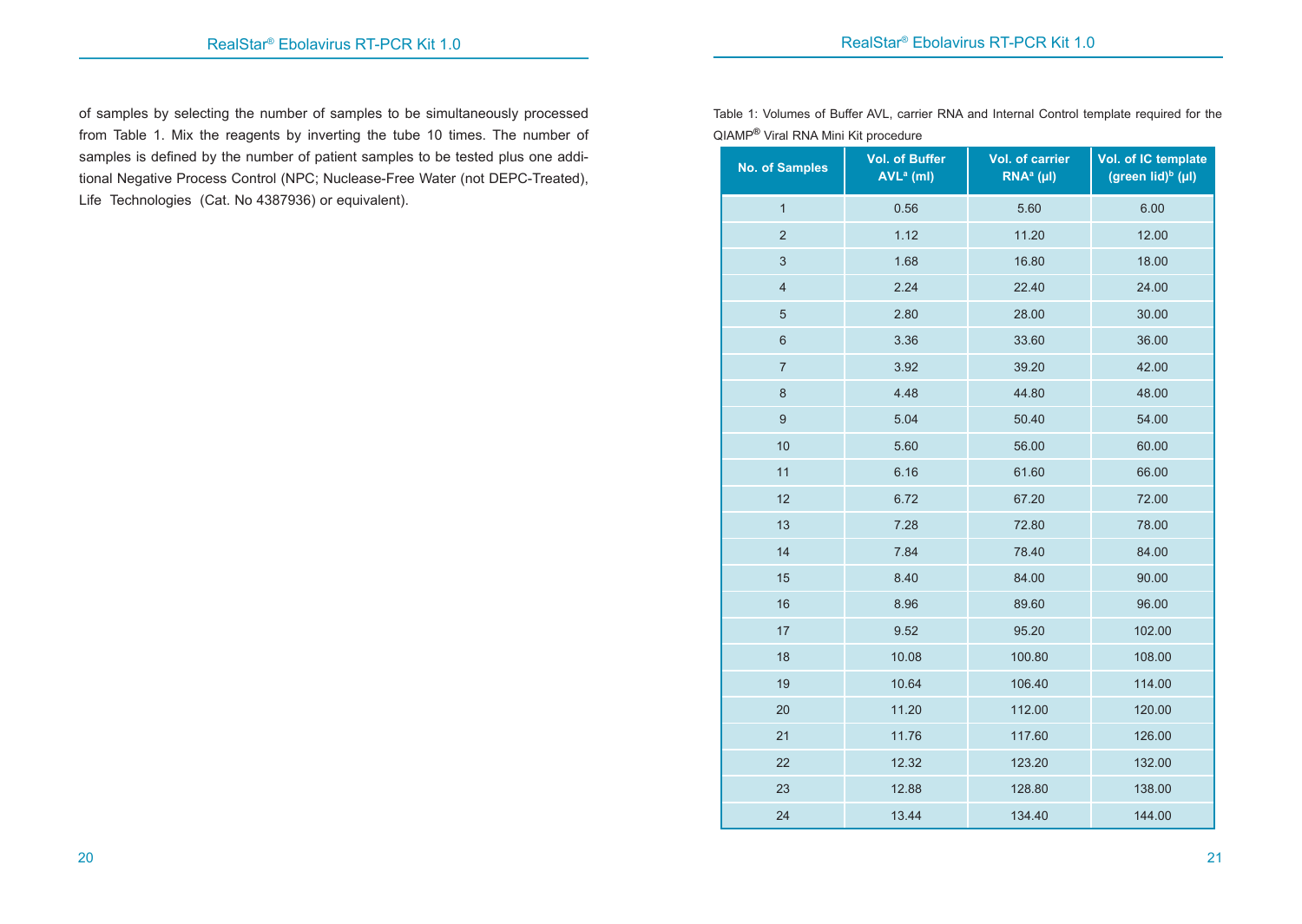of samples by selecting the number of samples to be simultaneously processed from Table 1. Mix the reagents by inverting the tube 10 times. The number of samples is defined by the number of patient samples to be tested plus one additional Negative Process Control (NPC; Nuclease-Free Water (not DEPC-Treated), Life Technologies (Cat. No 4387936) or equivalent).

Table 1: Volumes of Buffer AVL, carrier RNA and Internal Control template required for the QIAMP® Viral RNA Mini Kit procedure

| No. of Samples | Vol. of Buffer AVL[a] (ml) | Vol. of carrier RNA[a] (µl) | Vol. of IC template (green lid)[b] (µl) |
|---|---|---|---|
| 1 | 0.56 | 5.60 | 6.00 |
| 2 | 1.12 | 11.20 | 12.00 |
| 3 | 1.68 | 16.80 | 18.00 |
| 4 | 2.24 | 22.40 | 24.00 |
| 5 | 2.80 | 28.00 | 30.00 |
| 6 | 3.36 | 33.60 | 36.00 |
| 7 | 3.92 | 39.20 | 42.00 |
| 8 | 4.48 | 44.80 | 48.00 |
| 9 | 5.04 | 50.40 | 54.00 |
| 10 | 5.60 | 56.00 | 60.00 |
| 11 | 6.16 | 61.60 | 66.00 |
| 12 | 6.72 | 67.20 | 72.00 |
| 13 | 7.28 | 72.80 | 78.00 |
| 14 | 7.84 | 78.40 | 84.00 |
| 15 | 8.40 | 84.00 | 90.00 |
| 16 | 8.96 | 89.60 | 96.00 |
| 17 | 9.52 | 95.20 | 102.00 |
| 18 | 10.08 | 100.80 | 108.00 |
| 19 | 10.64 | 106.40 | 114.00 |
| 20 | 11.20 | 112.00 | 120.00 |
| 21 | 11.76 | 117.60 | 126.00 |
| 22 | 12.32 | 123.20 | 132.00 |
| 23 | 12.88 | 128.80 | 138.00 |
| 24 | 13.44 | 134.40 | 144.00 |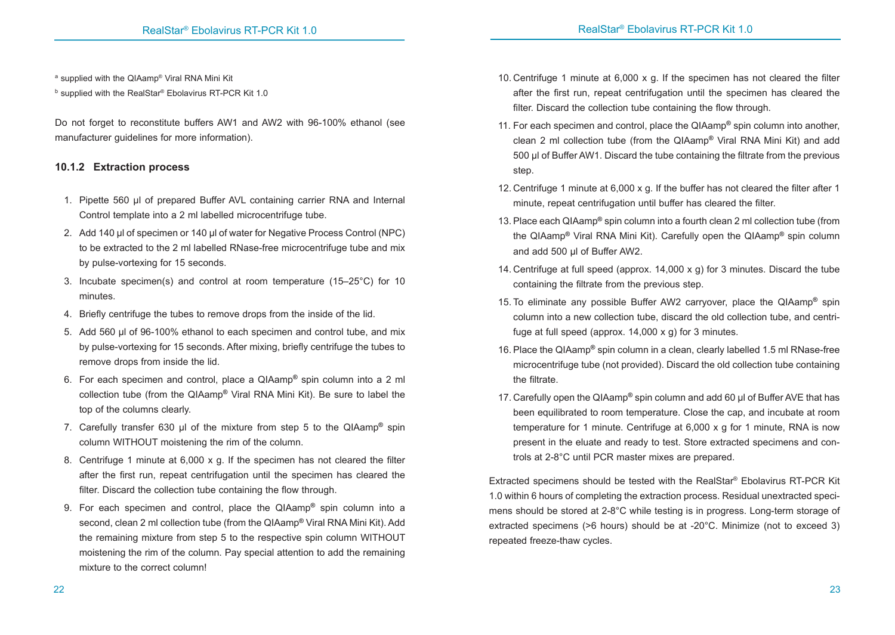[a] supplied with the QIAamp® Viral RNA Mini Kit

[b] supplied with the RealStar® Ebolavirus RT-PCR Kit 1.0

Do not forget to reconstitute buffers AW1 and AW2 with 96-100% ethanol (see manufacturer guidelines for more information).

### 10.1.2 Extraction process

1. Pipette 560 µl of prepared Buffer AVL containing carrier RNA and Internal Control template into a 2 ml labelled microcentrifuge tube.
2. Add 140 µl of specimen or 140 µl of water for Negative Process Control (NPC) to be extracted to the 2 ml labelled RNase-free microcentrifuge tube and mix by pulse-vortexing for 15 seconds.
3. Incubate specimen(s) and control at room temperature (15–25°C) for 10 minutes.
4. Briefly centrifuge the tubes to remove drops from the inside of the lid.
5. Add 560 µl of 96-100% ethanol to each specimen and control tube, and mix by pulse-vortexing for 15 seconds. After mixing, briefly centrifuge the tubes to remove drops from inside the lid.
6. For each specimen and control, place a QIAamp® spin column into a 2 ml collection tube (from the QIAamp® Viral RNA Mini Kit). Be sure to label the top of the columns clearly.
7. Carefully transfer 630 µl of the mixture from step 5 to the QIAamp® spin column WITHOUT moistening the rim of the column.
8. Centrifuge 1 minute at 6,000 x g. If the specimen has not cleared the filter after the first run, repeat centrifugation until the specimen has cleared the filter. Discard the collection tube containing the flow through.
9. For each specimen and control, place the QIAamp® spin column into a second, clean 2 ml collection tube (from the QIAamp® Viral RNA Mini Kit). Add the remaining mixture from step 5 to the respective spin column WITHOUT moistening the rim of the column. Pay special attention to add the remaining mixture to the correct column!
10. Centrifuge 1 minute at 6,000 x g. If the specimen has not cleared the filter after the first run, repeat centrifugation until the specimen has cleared the filter. Discard the collection tube containing the flow through.
11. For each specimen and control, place the QIAamp® spin column into another, clean 2 ml collection tube (from the QIAamp® Viral RNA Mini Kit) and add 500 µl of Buffer AW1. Discard the tube containing the filtrate from the previous step.
12. Centrifuge 1 minute at 6,000 x g. If the buffer has not cleared the filter after 1 minute, repeat centrifugation until buffer has cleared the filter.
13. Place each QIAamp® spin column into a fourth clean 2 ml collection tube (from the QIAamp® Viral RNA Mini Kit). Carefully open the QIAamp® spin column and add 500 µl of Buffer AW2.
14. Centrifuge at full speed (approx. 14,000 x g) for 3 minutes. Discard the tube containing the filtrate from the previous step.
15. To eliminate any possible Buffer AW2 carryover, place the QIAamp® spin column into a new collection tube, discard the old collection tube, and centrifuge at full speed (approx. 14,000 x g) for 3 minutes.
16. Place the QIAamp® spin column in a clean, clearly labelled 1.5 ml RNase-free microcentrifuge tube (not provided). Discard the old collection tube containing the filtrate.
17. Carefully open the QIAamp® spin column and add 60 µl of Buffer AVE that has been equilibrated to room temperature. Close the cap, and incubate at room temperature for 1 minute. Centrifuge at 6,000 x g for 1 minute, RNA is now present in the eluate and ready to test. Store extracted specimens and controls at 2-8°C until PCR master mixes are prepared.

Extracted specimens should be tested with the RealStar® Ebolavirus RT-PCR Kit 1.0 within 6 hours of completing the extraction process. Residual unextracted specimens should be stored at 2-8°C while testing is in progress. Long-term storage of extracted specimens (>6 hours) should be at -20°C. Minimize (not to exceed 3) repeated freeze-thaw cycles.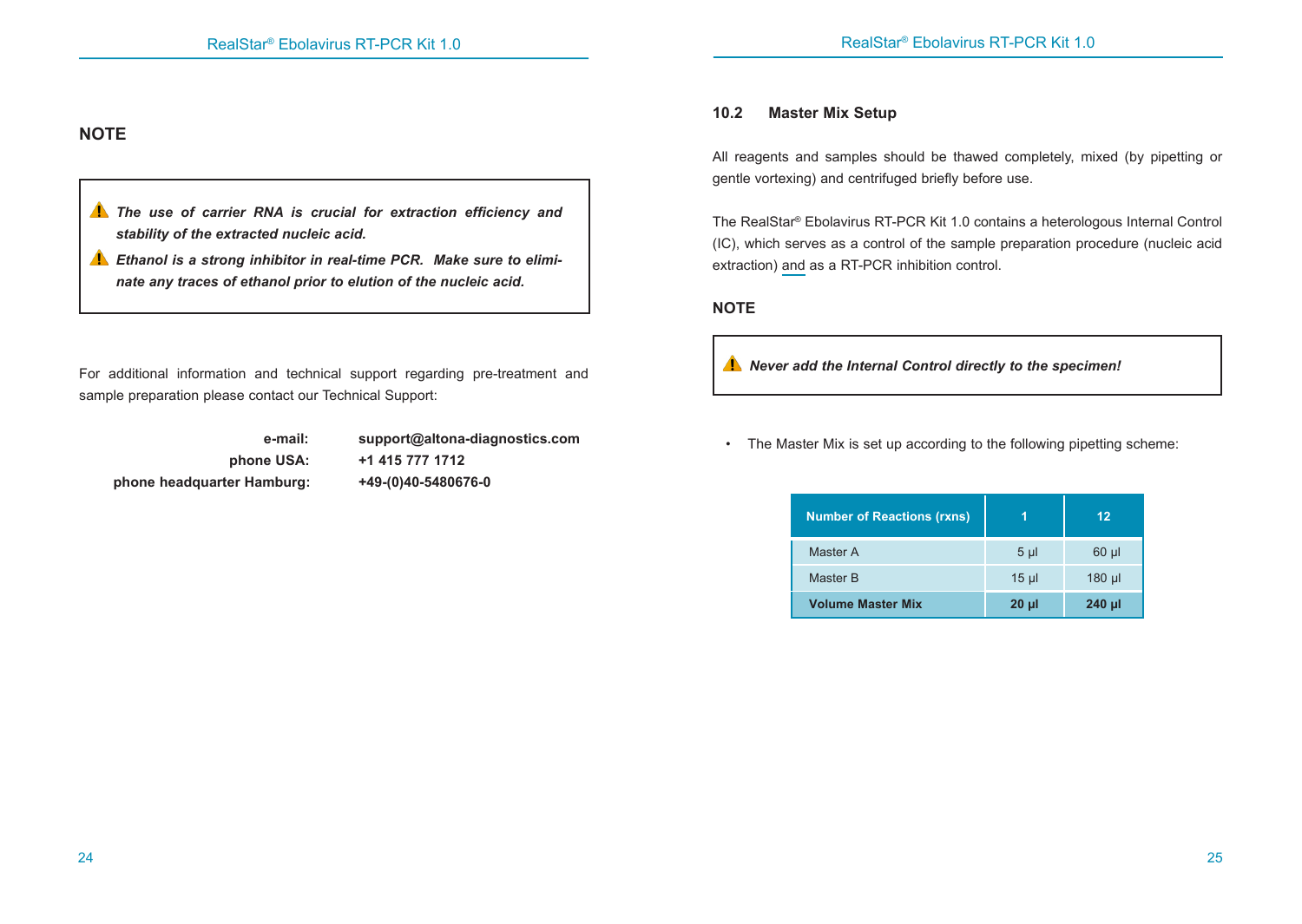## NOTE

> ⚠ ***The use of carrier RNA is crucial for extraction efficiency and stability of the extracted nucleic acid.***
>
> ⚠ ***Ethanol is a strong inhibitor in real-time PCR. Make sure to eliminate any traces of ethanol prior to elution of the nucleic acid.***

For additional information and technical support regarding pre-treatment and sample preparation please contact our Technical Support:

| | |
|---:|---|
| **e-mail:** | **support@altona-diagnostics.com** |
| **phone USA:** | **+1 415 777 1712** |
| **phone headquarter Hamburg:** | **+49-(0)40-5480676-0** |

### 10.2 Master Mix Setup

All reagents and samples should be thawed completely, mixed (by pipetting or gentle vortexing) and centrifuged briefly before use.

The RealStar® Ebolavirus RT-PCR Kit 1.0 contains a heterologous Internal Control (IC), which serves as a control of the sample preparation procedure (nucleic acid extraction) and as a RT-PCR inhibition control.

## NOTE

> ⚠ ***Never add the Internal Control directly to the specimen!***

- The Master Mix is set up according to the following pipetting scheme:

| Number of Reactions (rxns) | 1 | 12 |
|---|---|---|
| Master A | 5 µl | 60 µl |
| Master B | 15 µl | 180 µl |
| **Volume Master Mix** | **20 µl** | **240 µl** |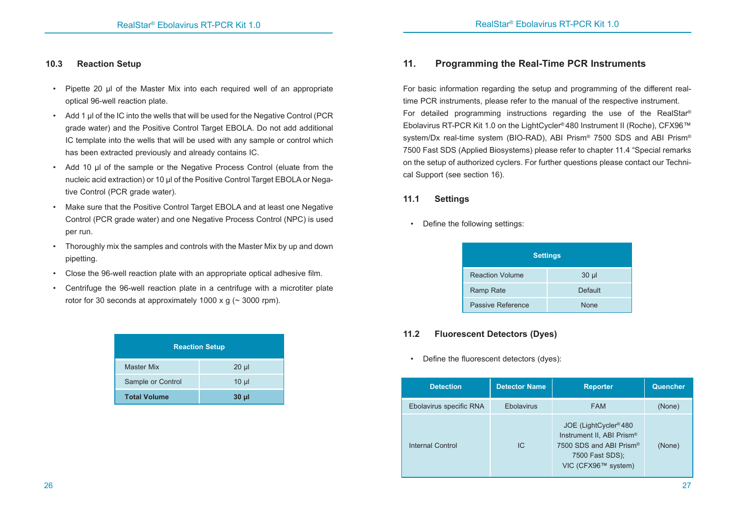### 10.3 Reaction Setup

- Pipette 20 µl of the Master Mix into each required well of an appropriate optical 96-well reaction plate.
- Add 1 µl of the IC into the wells that will be used for the Negative Control (PCR grade water) and the Positive Control Target EBOLA. Do not add additional IC template into the wells that will be used with any sample or control which has been extracted previously and already contains IC.
- Add 10 µl of the sample or the Negative Process Control (eluate from the nucleic acid extraction) or 10 µl of the Positive Control Target EBOLA or Negative Control (PCR grade water).
- Make sure that the Positive Control Target EBOLA and at least one Negative Control (PCR grade water) and one Negative Process Control (NPC) is used per run.
- Thoroughly mix the samples and controls with the Master Mix by up and down pipetting.
- Close the 96-well reaction plate with an appropriate optical adhesive film.
- Centrifuge the 96-well reaction plate in a centrifuge with a microtiter plate rotor for 30 seconds at approximately 1000 x g (~ 3000 rpm).

| Reaction Setup | |
|---|---|
| Master Mix | 20 µl |
| Sample or Control | 10 µl |
| **Total Volume** | **30 µl** |

## 11. Programming the Real-Time PCR Instruments

For basic information regarding the setup and programming of the different real-time PCR instruments, please refer to the manual of the respective instrument. For detailed programming instructions regarding the use of the RealStar® Ebolavirus RT-PCR Kit 1.0 on the LightCycler® 480 Instrument II (Roche), CFX96™ system/Dx real-time system (BIO-RAD), ABI Prism® 7500 SDS and ABI Prism® 7500 Fast SDS (Applied Biosystems) please refer to chapter 11.4 "Special remarks on the setup of authorized cyclers. For further questions please contact our Technical Support (see section 16).

### 11.1 Settings

- Define the following settings:

| Settings | |
|---|---|
| Reaction Volume | 30 µl |
| Ramp Rate | Default |
| Passive Reference | None |

### 11.2 Fluorescent Detectors (Dyes)

- Define the fluorescent detectors (dyes):

| Detection | Detector Name | Reporter | Quencher |
|---|---|---|---|
| Ebolavirus specific RNA | Ebolavirus | FAM | (None) |
| Internal Control | IC | JOE (LightCycler® 480 Instrument II, ABI Prism® 7500 SDS and ABI Prism® 7500 Fast SDS); VIC (CFX96™ system) | (None) |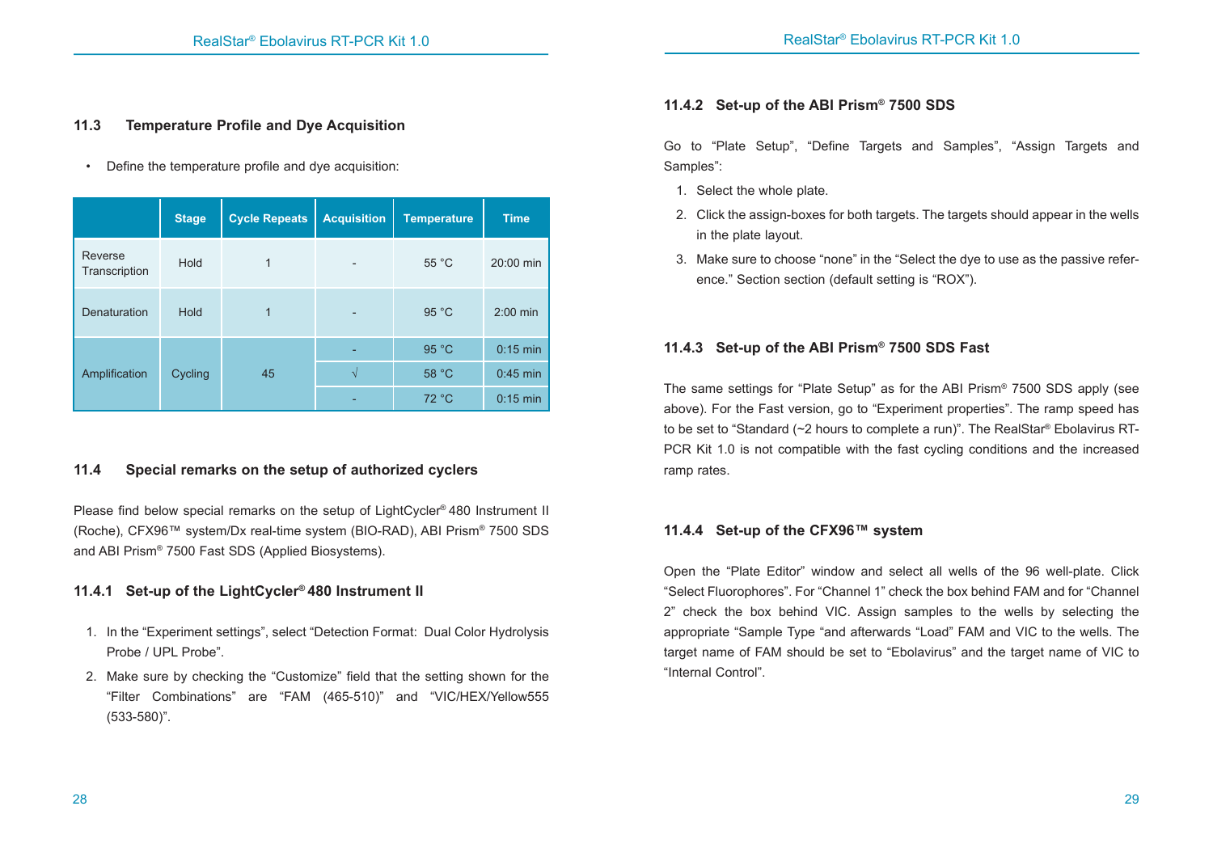## 11.3 Temperature Profile and Dye Acquisition

- Define the temperature profile and dye acquisition:

| | Stage | Cycle Repeats | Acquisition | Temperature | Time |
|---|---|---|---|---|---|
| Reverse Transcription | Hold | 1 | - | 55 °C | 20:00 min |
| Denaturation | Hold | 1 | - | 95 °C | 2:00 min |
| Amplification | Cycling | 45 | - | 95 °C | 0:15 min |
| | | | √ | 58 °C | 0:45 min |
| | | | - | 72 °C | 0:15 min |

## 11.4 Special remarks on the setup of authorized cyclers

Please find below special remarks on the setup of LightCycler® 480 Instrument II (Roche), CFX96™ system/Dx real-time system (BIO-RAD), ABI Prism® 7500 SDS and ABI Prism® 7500 Fast SDS (Applied Biosystems).

### 11.4.1 Set-up of the LightCycler® 480 Instrument II

1. In the "Experiment settings", select "Detection Format: Dual Color Hydrolysis Probe / UPL Probe".
2. Make sure by checking the "Customize" field that the setting shown for the "Filter Combinations" are "FAM (465-510)" and "VIC/HEX/Yellow555 (533-580)".

### 11.4.2 Set-up of the ABI Prism® 7500 SDS

Go to "Plate Setup", "Define Targets and Samples", "Assign Targets and Samples":

1. Select the whole plate.
2. Click the assign-boxes for both targets. The targets should appear in the wells in the plate layout.
3. Make sure to choose "none" in the "Select the dye to use as the passive reference." Section section (default setting is "ROX").

### 11.4.3 Set-up of the ABI Prism® 7500 SDS Fast

The same settings for "Plate Setup" as for the ABI Prism® 7500 SDS apply (see above). For the Fast version, go to "Experiment properties". The ramp speed has to be set to "Standard (~2 hours to complete a run)". The RealStar® Ebolavirus RT-PCR Kit 1.0 is not compatible with the fast cycling conditions and the increased ramp rates.

### 11.4.4 Set-up of the CFX96™ system

Open the "Plate Editor" window and select all wells of the 96 well-plate. Click "Select Fluorophores". For "Channel 1" check the box behind FAM and for "Channel 2" check the box behind VIC. Assign samples to the wells by selecting the appropriate "Sample Type "and afterwards "Load" FAM and VIC to the wells. The target name of FAM should be set to "Ebolavirus" and the target name of VIC to "Internal Control".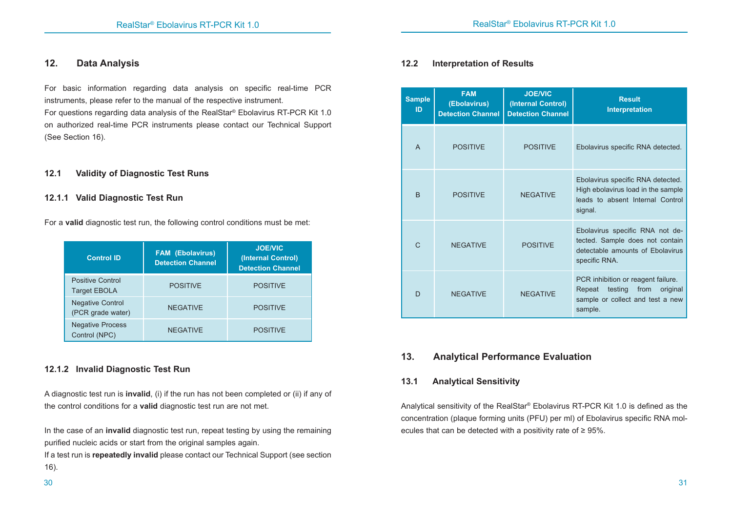## 12. Data Analysis

For basic information regarding data analysis on specific real-time PCR instruments, please refer to the manual of the respective instrument.
For questions regarding data analysis of the RealStar® Ebolavirus RT-PCR Kit 1.0 on authorized real-time PCR instruments please contact our Technical Support (See Section 16).

### 12.1 Validity of Diagnostic Test Runs

#### 12.1.1 Valid Diagnostic Test Run

For a **valid** diagnostic test run, the following control conditions must be met:

| Control ID | FAM (Ebolavirus) Detection Channel | JOE/VIC (Internal Control) Detection Channel |
|---|---|---|
| Positive Control Target EBOLA | POSITIVE | POSITIVE |
| Negative Control (PCR grade water) | NEGATIVE | POSITIVE |
| Negative Process Control (NPC) | NEGATIVE | POSITIVE |

#### 12.1.2 Invalid Diagnostic Test Run

A diagnostic test run is **invalid**, (i) if the run has not been completed or (ii) if any of the control conditions for a **valid** diagnostic test run are not met.

In the case of an **invalid** diagnostic test run, repeat testing by using the remaining purified nucleic acids or start from the original samples again.
If a test run is **repeatedly invalid** please contact our Technical Support (see section 16).

### 12.2 Interpretation of Results

| Sample ID | FAM (Ebolavirus) Detection Channel | JOE/VIC (Internal Control) Detection Channel | Result Interpretation |
|---|---|---|---|
| A | POSITIVE | POSITIVE | Ebolavirus specific RNA detected. |
| B | POSITIVE | NEGATIVE | Ebolavirus specific RNA detected. High ebolavirus load in the sample leads to absent Internal Control signal. |
| C | NEGATIVE | POSITIVE | Ebolavirus specific RNA not detected. Sample does not contain detectable amounts of Ebolavirus specific RNA. |
| D | NEGATIVE | NEGATIVE | PCR inhibition or reagent failure. Repeat testing from original sample or collect and test a new sample. |

## 13. Analytical Performance Evaluation

### 13.1 Analytical Sensitivity

Analytical sensitivity of the RealStar® Ebolavirus RT-PCR Kit 1.0 is defined as the concentration (plaque forming units (PFU) per ml) of Ebolavirus specific RNA molecules that can be detected with a positivity rate of ≥ 95%.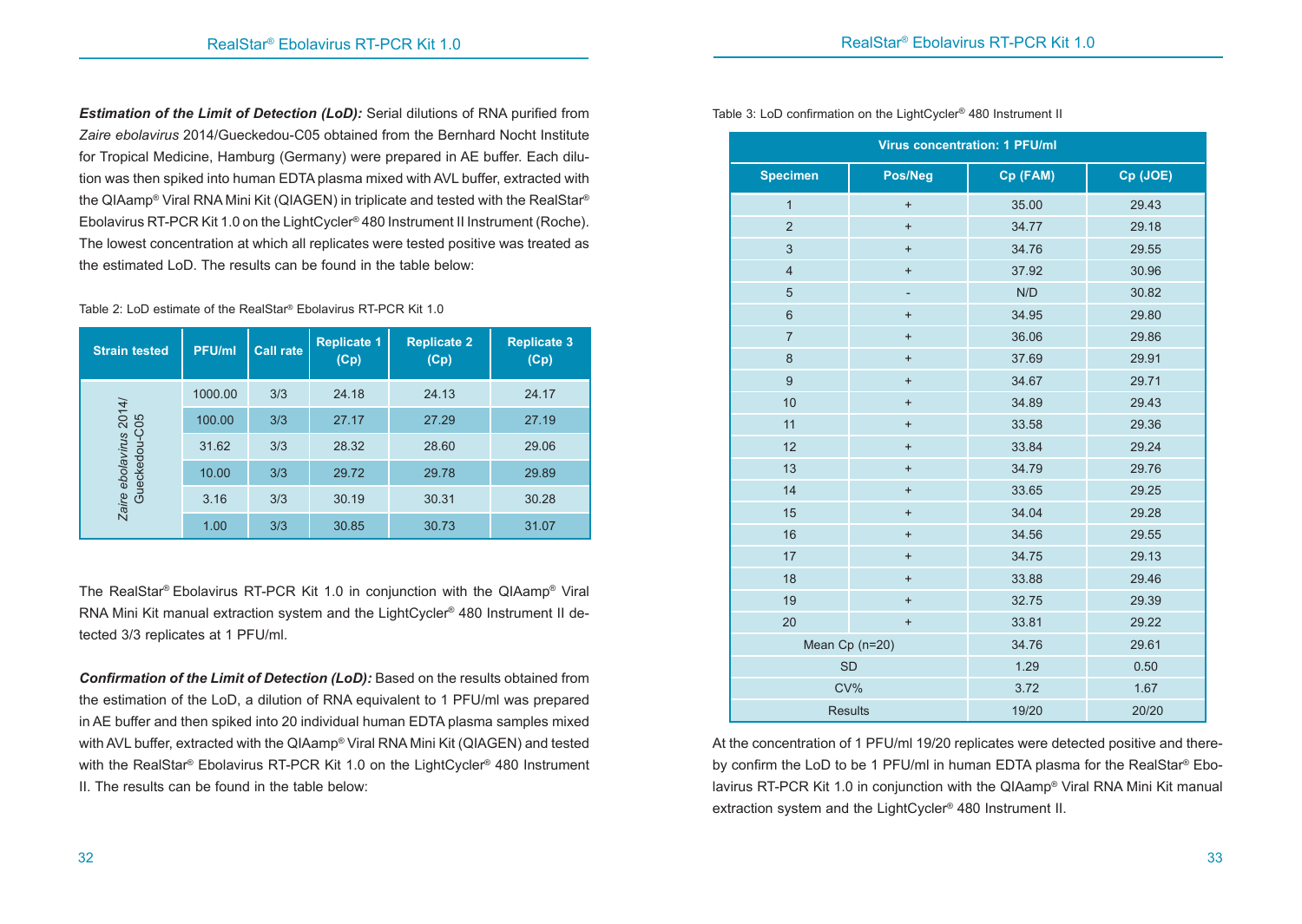***Estimation of the Limit of Detection (LoD):*** Serial dilutions of RNA purified from *Zaire ebolavirus* 2014/Gueckedou-C05 obtained from the Bernhard Nocht Institute for Tropical Medicine, Hamburg (Germany) were prepared in AE buffer. Each dilution was then spiked into human EDTA plasma mixed with AVL buffer, extracted with the QIAamp® Viral RNA Mini Kit (QIAGEN) in triplicate and tested with the RealStar® Ebolavirus RT-PCR Kit 1.0 on the LightCycler® 480 Instrument II Instrument (Roche). The lowest concentration at which all replicates were tested positive was treated as the estimated LoD. The results can be found in the table below:

Table 2: LoD estimate of the RealStar® Ebolavirus RT-PCR Kit 1.0

| Strain tested | PFU/ml | Call rate | Replicate 1 (Cp) | Replicate 2 (Cp) | Replicate 3 (Cp) |
|---|---|---|---|---|---|
| *Zaire ebolavirus* 2014/ Gueckedou-C05 | 1000.00 | 3/3 | 24.18 | 24.13 | 24.17 |
| | 100.00 | 3/3 | 27.17 | 27.29 | 27.19 |
| | 31.62 | 3/3 | 28.32 | 28.60 | 29.06 |
| | 10.00 | 3/3 | 29.72 | 29.78 | 29.89 |
| | 3.16 | 3/3 | 30.19 | 30.31 | 30.28 |
| | 1.00 | 3/3 | 30.85 | 30.73 | 31.07 |

The RealStar® Ebolavirus RT-PCR Kit 1.0 in conjunction with the QIAamp® Viral RNA Mini Kit manual extraction system and the LightCycler® 480 Instrument II detected 3/3 replicates at 1 PFU/ml.

***Confirmation of the Limit of Detection (LoD):*** Based on the results obtained from the estimation of the LoD, a dilution of RNA equivalent to 1 PFU/ml was prepared in AE buffer and then spiked into 20 individual human EDTA plasma samples mixed with AVL buffer, extracted with the QIAamp® Viral RNA Mini Kit (QIAGEN) and tested with the RealStar® Ebolavirus RT-PCR Kit 1.0 on the LightCycler® 480 Instrument II. The results can be found in the table below:

Table 3: LoD confirmation on the LightCycler® 480 Instrument II

| Virus concentration: 1 PFU/ml | | | |
|---|---|---|---|
| **Specimen** | **Pos/Neg** | **Cp (FAM)** | **Cp (JOE)** |
| 1 | + | 35.00 | 29.43 |
| 2 | + | 34.77 | 29.18 |
| 3 | + | 34.76 | 29.55 |
| 4 | + | 37.92 | 30.96 |
| 5 | - | N/D | 30.82 |
| 6 | + | 34.95 | 29.80 |
| 7 | + | 36.06 | 29.86 |
| 8 | + | 37.69 | 29.91 |
| 9 | + | 34.67 | 29.71 |
| 10 | + | 34.89 | 29.43 |
| 11 | + | 33.58 | 29.36 |
| 12 | + | 33.84 | 29.24 |
| 13 | + | 34.79 | 29.76 |
| 14 | + | 33.65 | 29.25 |
| 15 | + | 34.04 | 29.28 |
| 16 | + | 34.56 | 29.55 |
| 17 | + | 34.75 | 29.13 |
| 18 | + | 33.88 | 29.46 |
| 19 | + | 32.75 | 29.39 |
| 20 | + | 33.81 | 29.22 |
| Mean Cp (n=20) | | 34.76 | 29.61 |
| SD | | 1.29 | 0.50 |
| CV% | | 3.72 | 1.67 |
| Results | | 19/20 | 20/20 |

At the concentration of 1 PFU/ml 19/20 replicates were detected positive and thereby confirm the LoD to be 1 PFU/ml in human EDTA plasma for the RealStar® Ebolavirus RT-PCR Kit 1.0 in conjunction with the QIAamp® Viral RNA Mini Kit manual extraction system and the LightCycler® 480 Instrument II.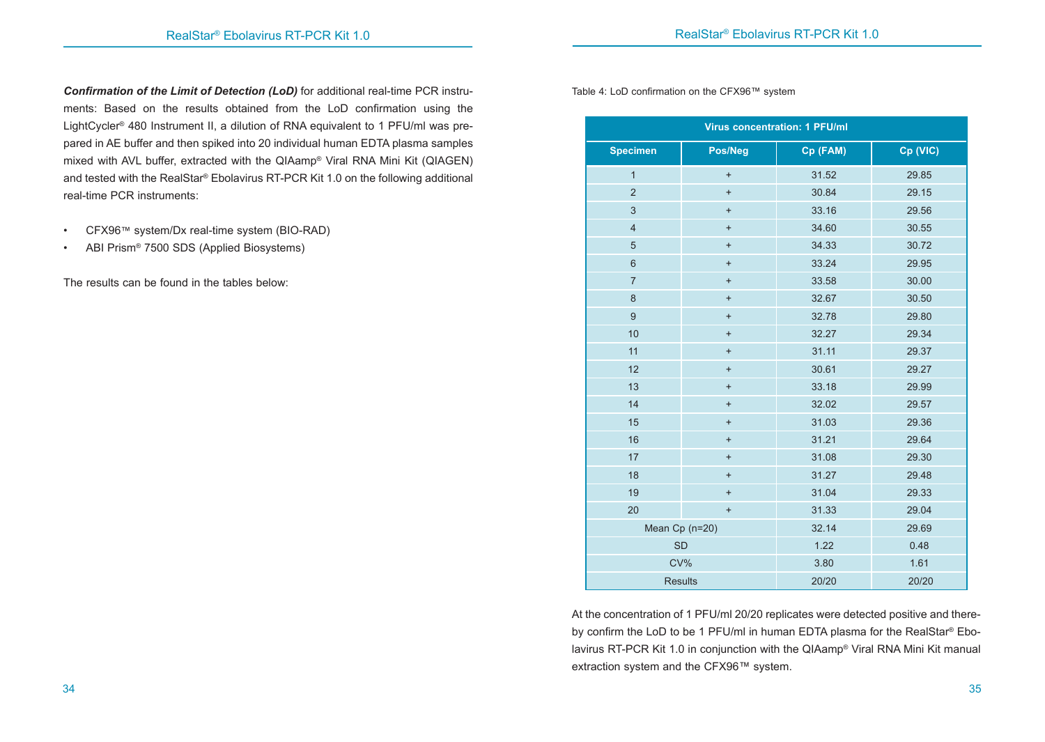***Confirmation of the Limit of Detection (LoD)*** for additional real-time PCR instruments: Based on the results obtained from the LoD confirmation using the LightCycler® 480 Instrument II, a dilution of RNA equivalent to 1 PFU/ml was prepared in AE buffer and then spiked into 20 individual human EDTA plasma samples mixed with AVL buffer, extracted with the QIAamp® Viral RNA Mini Kit (QIAGEN) and tested with the RealStar® Ebolavirus RT-PCR Kit 1.0 on the following additional real-time PCR instruments:

- CFX96™ system/Dx real-time system (BIO-RAD)
- ABI Prism® 7500 SDS (Applied Biosystems)

The results can be found in the tables below:

Table 4: LoD confirmation on the CFX96™ system

| Virus concentration: 1 PFU/ml | | | |
|---|---|---|---|
| **Specimen** | **Pos/Neg** | **Cp (FAM)** | **Cp (VIC)** |
| 1 | + | 31.52 | 29.85 |
| 2 | + | 30.84 | 29.15 |
| 3 | + | 33.16 | 29.56 |
| 4 | + | 34.60 | 30.55 |
| 5 | + | 34.33 | 30.72 |
| 6 | + | 33.24 | 29.95 |
| 7 | + | 33.58 | 30.00 |
| 8 | + | 32.67 | 30.50 |
| 9 | + | 32.78 | 29.80 |
| 10 | + | 32.27 | 29.34 |
| 11 | + | 31.11 | 29.37 |
| 12 | + | 30.61 | 29.27 |
| 13 | + | 33.18 | 29.99 |
| 14 | + | 32.02 | 29.57 |
| 15 | + | 31.03 | 29.36 |
| 16 | + | 31.21 | 29.64 |
| 17 | + | 31.08 | 29.30 |
| 18 | + | 31.27 | 29.48 |
| 19 | + | 31.04 | 29.33 |
| 20 | + | 31.33 | 29.04 |
| Mean Cp (n=20) | | 32.14 | 29.69 |
| SD | | 1.22 | 0.48 |
| CV% | | 3.80 | 1.61 |
| Results | | 20/20 | 20/20 |

At the concentration of 1 PFU/ml 20/20 replicates were detected positive and thereby confirm the LoD to be 1 PFU/ml in human EDTA plasma for the RealStar® Ebolavirus RT-PCR Kit 1.0 in conjunction with the QIAamp® Viral RNA Mini Kit manual extraction system and the CFX96™ system.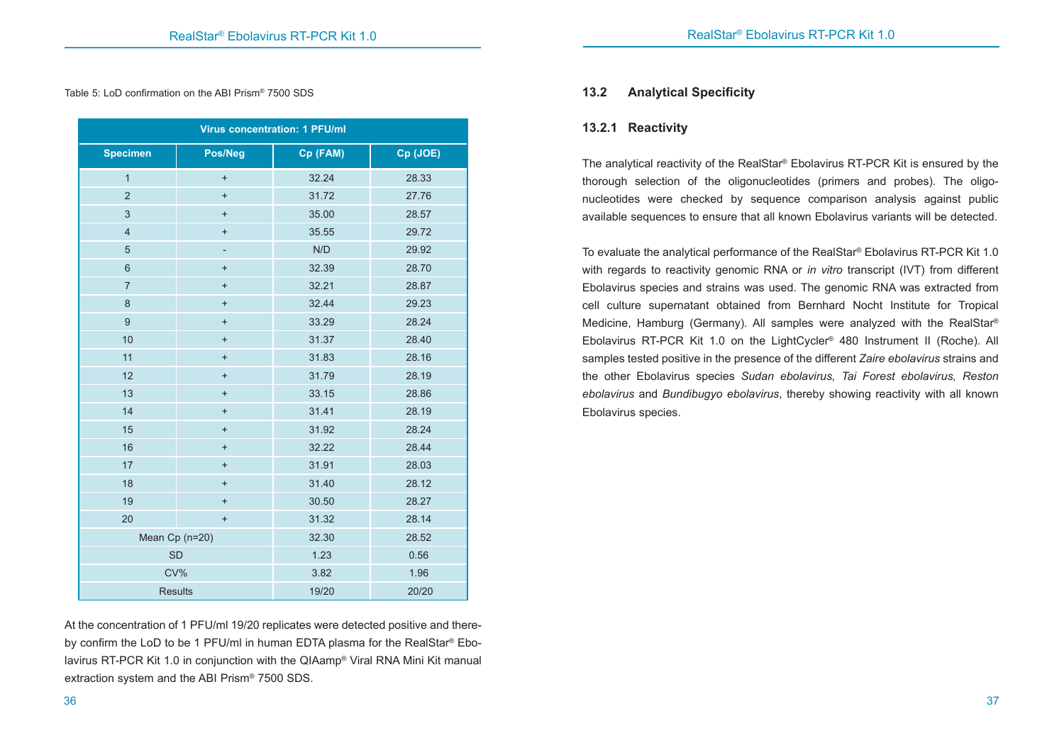Table 5: LoD confirmation on the ABI Prism® 7500 SDS

| Virus concentration: 1 PFU/ml | | | |
|---|---|---|---|
| **Specimen** | **Pos/Neg** | **Cp (FAM)** | **Cp (JOE)** |
| 1 | + | 32.24 | 28.33 |
| 2 | + | 31.72 | 27.76 |
| 3 | + | 35.00 | 28.57 |
| 4 | + | 35.55 | 29.72 |
| 5 | - | N/D | 29.92 |
| 6 | + | 32.39 | 28.70 |
| 7 | + | 32.21 | 28.87 |
| 8 | + | 32.44 | 29.23 |
| 9 | + | 33.29 | 28.24 |
| 10 | + | 31.37 | 28.40 |
| 11 | + | 31.83 | 28.16 |
| 12 | + | 31.79 | 28.19 |
| 13 | + | 33.15 | 28.86 |
| 14 | + | 31.41 | 28.19 |
| 15 | + | 31.92 | 28.24 |
| 16 | + | 32.22 | 28.44 |
| 17 | + | 31.91 | 28.03 |
| 18 | + | 31.40 | 28.12 |
| 19 | + | 30.50 | 28.27 |
| 20 | + | 31.32 | 28.14 |
| Mean Cp (n=20) | | 32.30 | 28.52 |
| SD | | 1.23 | 0.56 |
| CV% | | 3.82 | 1.96 |
| Results | | 19/20 | 20/20 |

At the concentration of 1 PFU/ml 19/20 replicates were detected positive and thereby confirm the LoD to be 1 PFU/ml in human EDTA plasma for the RealStar® Ebolavirus RT-PCR Kit 1.0 in conjunction with the QIAamp® Viral RNA Mini Kit manual extraction system and the ABI Prism® 7500 SDS.

## 13.2 Analytical Specificity

### 13.2.1 Reactivity

The analytical reactivity of the RealStar® Ebolavirus RT-PCR Kit is ensured by the thorough selection of the oligonucleotides (primers and probes). The oligonucleotides were checked by sequence comparison analysis against public available sequences to ensure that all known Ebolavirus variants will be detected.

To evaluate the analytical performance of the RealStar® Ebolavirus RT-PCR Kit 1.0 with regards to reactivity genomic RNA or *in vitro* transcript (IVT) from different Ebolavirus species and strains was used. The genomic RNA was extracted from cell culture supernatant obtained from Bernhard Nocht Institute for Tropical Medicine, Hamburg (Germany). All samples were analyzed with the RealStar® Ebolavirus RT-PCR Kit 1.0 on the LightCycler® 480 Instrument II (Roche). All samples tested positive in the presence of the different *Zaire ebolavirus* strains and the other Ebolavirus species *Sudan ebolavirus, Tai Forest ebolavirus, Reston ebolavirus* and *Bundibugyo ebolavirus*, thereby showing reactivity with all known Ebolavirus species.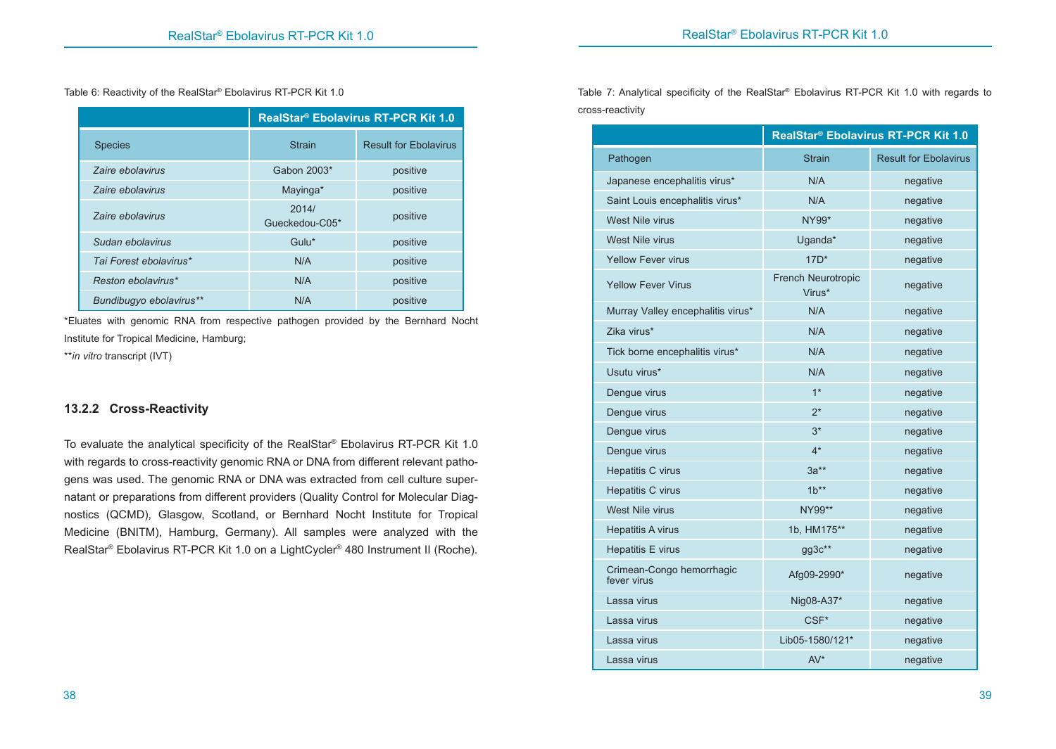Table 6: Reactivity of the RealStar® Ebolavirus RT-PCR Kit 1.0

| | RealStar® Ebolavirus RT-PCR Kit 1.0 | |
|---|---|---|
| Species | Strain | Result for Ebolavirus |
| *Zaire ebolavirus* | Gabon 2003* | positive |
| *Zaire ebolavirus* | Mayinga* | positive |
| *Zaire ebolavirus* | 2014/ Gueckedou-C05* | positive |
| *Sudan ebolavirus* | Gulu* | positive |
| *Tai Forest ebolavirus** | N/A | positive |
| *Reston ebolavirus** | N/A | positive |
| *Bundibugyo ebolavirus*** | N/A | positive |

*Eluates with genomic RNA from respective pathogen provided by the Bernhard Nocht Institute for Tropical Medicine, Hamburg;

***in vitro* transcript (IVT)

### 13.2.2 Cross-Reactivity

To evaluate the analytical specificity of the RealStar® Ebolavirus RT-PCR Kit 1.0 with regards to cross-reactivity genomic RNA or DNA from different relevant pathogens was used. The genomic RNA or DNA was extracted from cell culture supernatant or preparations from different providers (Quality Control for Molecular Diagnostics (QCMD), Glasgow, Scotland, or Bernhard Nocht Institute for Tropical Medicine (BNITM), Hamburg, Germany). All samples were analyzed with the RealStar® Ebolavirus RT-PCR Kit 1.0 on a LightCycler® 480 Instrument II (Roche).

Table 7: Analytical specificity of the RealStar® Ebolavirus RT-PCR Kit 1.0 with regards to cross-reactivity

| | RealStar® Ebolavirus RT-PCR Kit 1.0 | |
|---|---|---|
| Pathogen | Strain | Result for Ebolavirus |
| Japanese encephalitis virus* | N/A | negative |
| Saint Louis encephalitis virus* | N/A | negative |
| West Nile virus | NY99* | negative |
| West Nile virus | Uganda* | negative |
| Yellow Fever virus | 17D* | negative |
| Yellow Fever Virus | French Neurotropic Virus* | negative |
| Murray Valley encephalitis virus* | N/A | negative |
| Zika virus* | N/A | negative |
| Tick borne encephalitis virus* | N/A | negative |
| Usutu virus* | N/A | negative |
| Dengue virus | 1* | negative |
| Dengue virus | 2* | negative |
| Dengue virus | 3* | negative |
| Dengue virus | 4* | negative |
| Hepatitis C virus | 3a** | negative |
| Hepatitis C virus | 1b** | negative |
| West Nile virus | NY99** | negative |
| Hepatitis A virus | 1b, HM175** | negative |
| Hepatitis E virus | gg3c** | negative |
| Crimean-Congo hemorrhagic fever virus | Afg09-2990* | negative |
| Lassa virus | Nig08-A37* | negative |
| Lassa virus | CSF* | negative |
| Lassa virus | Lib05-1580/121* | negative |
| Lassa virus | AV* | negative |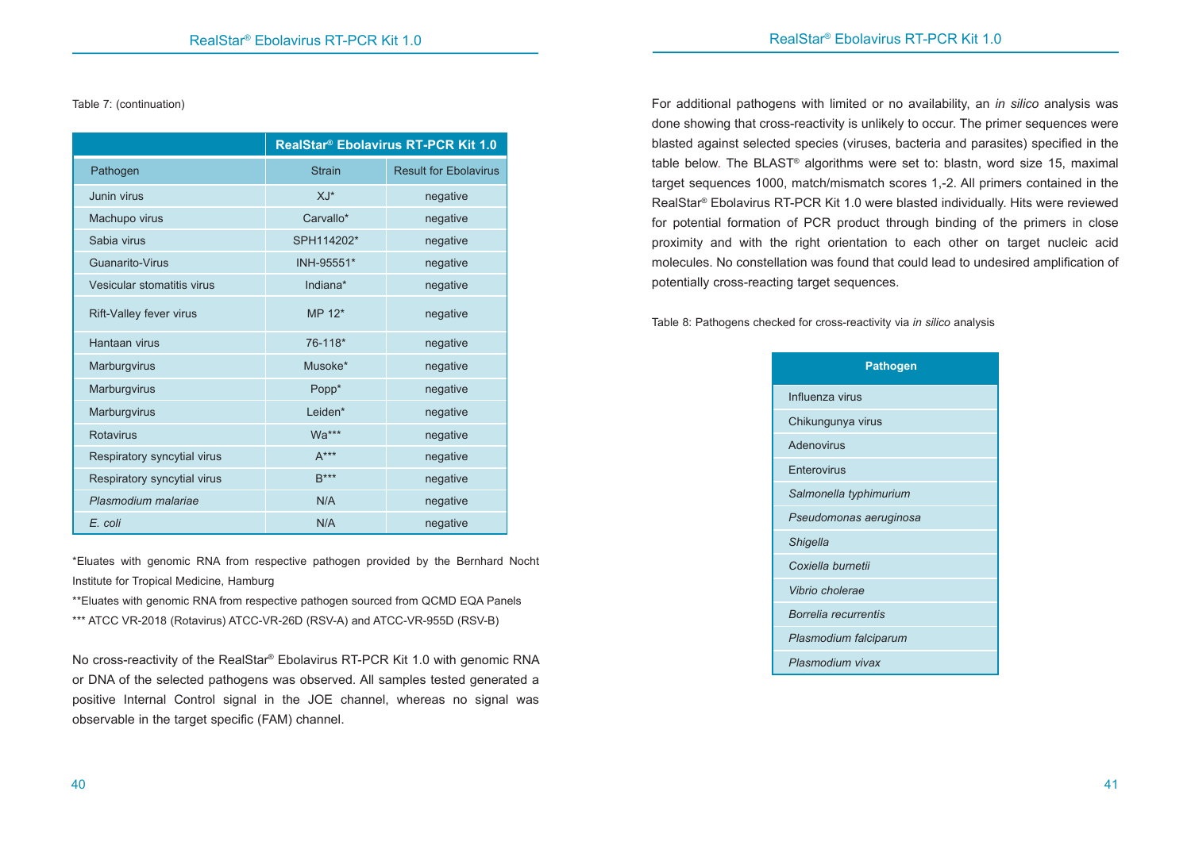Table 7: (continuation)

| | RealStar® Ebolavirus RT-PCR Kit 1.0 | |
|---|---|---|
| Pathogen | Strain | Result for Ebolavirus |
| Junin virus | XJ* | negative |
| Machupo virus | Carvallo* | negative |
| Sabia virus | SPH114202* | negative |
| Guanarito-Virus | INH-95551* | negative |
| Vesicular stomatitis virus | Indiana* | negative |
| Rift-Valley fever virus | MP 12* | negative |
| Hantaan virus | 76-118* | negative |
| Marburgvirus | Musoke* | negative |
| Marburgvirus | Popp* | negative |
| Marburgvirus | Leiden* | negative |
| Rotavirus | Wa*** | negative |
| Respiratory syncytial virus | A*** | negative |
| Respiratory syncytial virus | B*** | negative |
| *Plasmodium malariae* | N/A | negative |
| *E. coli* | N/A | negative |

*Eluates with genomic RNA from respective pathogen provided by the Bernhard Nocht Institute for Tropical Medicine, Hamburg

**Eluates with genomic RNA from respective pathogen sourced from QCMD EQA Panels

*** ATCC VR-2018 (Rotavirus) ATCC-VR-26D (RSV-A) and ATCC-VR-955D (RSV-B)

No cross-reactivity of the RealStar® Ebolavirus RT-PCR Kit 1.0 with genomic RNA or DNA of the selected pathogens was observed. All samples tested generated a positive Internal Control signal in the JOE channel, whereas no signal was observable in the target specific (FAM) channel.

For additional pathogens with limited or no availability, an *in silico* analysis was done showing that cross-reactivity is unlikely to occur. The primer sequences were blasted against selected species (viruses, bacteria and parasites) specified in the table below. The BLAST® algorithms were set to: blastn, word size 15, maximal target sequences 1000, match/mismatch scores 1,-2. All primers contained in the RealStar® Ebolavirus RT-PCR Kit 1.0 were blasted individually. Hits were reviewed for potential formation of PCR product through binding of the primers in close proximity and with the right orientation to each other on target nucleic acid molecules. No constellation was found that could lead to undesired amplification of potentially cross-reacting target sequences.

Table 8: Pathogens checked for cross-reactivity via *in silico* analysis

| Pathogen |
|---|
| Influenza virus |
| Chikungunya virus |
| Adenovirus |
| Enterovirus |
| *Salmonella typhimurium* |
| *Pseudomonas aeruginosa* |
| *Shigella* |
| *Coxiella burnetii* |
| *Vibrio cholerae* |
| *Borrelia recurrentis* |
| *Plasmodium falciparum* |
| *Plasmodium vivax* |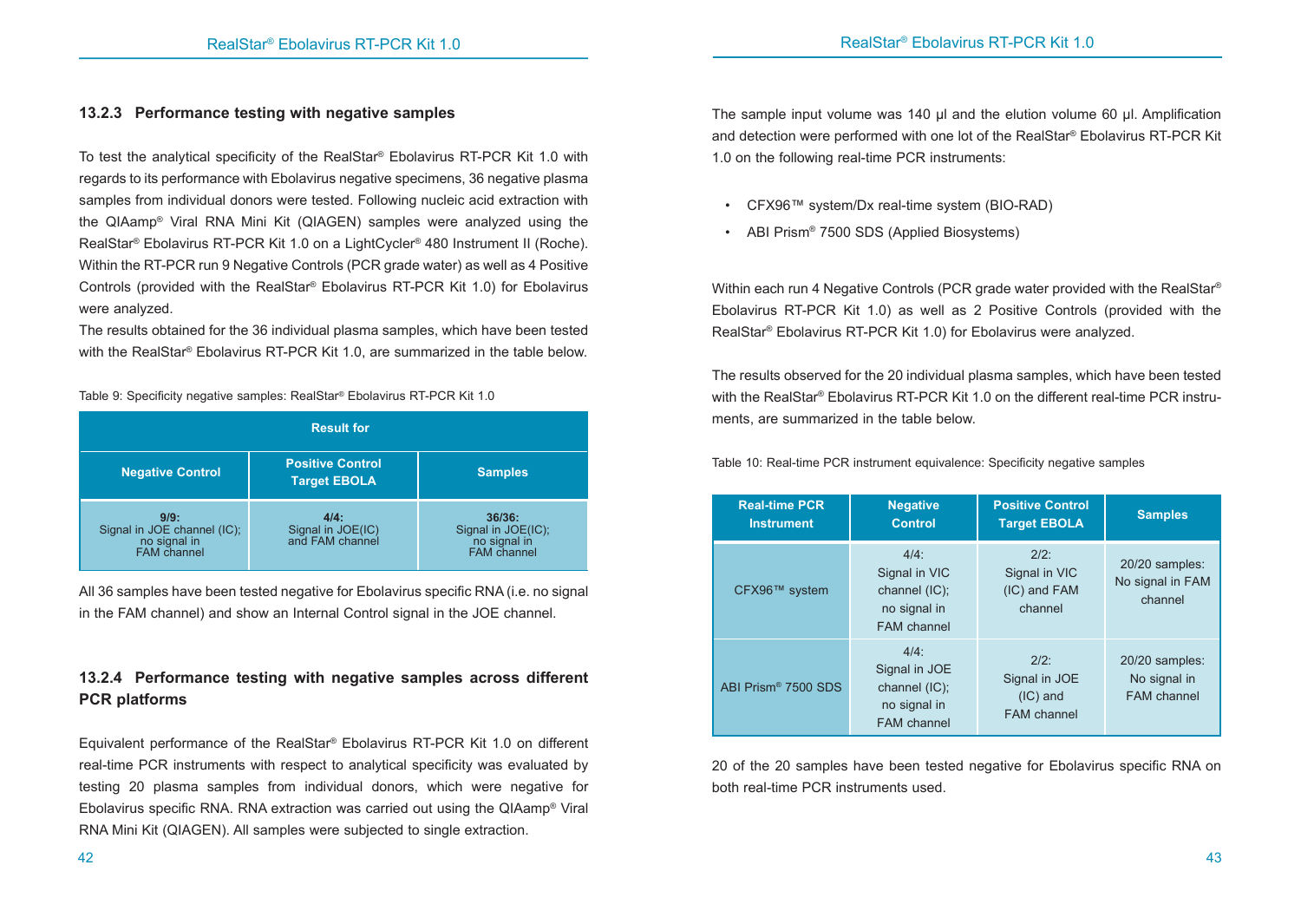### 13.2.3 Performance testing with negative samples

To test the analytical specificity of the RealStar® Ebolavirus RT-PCR Kit 1.0 with regards to its performance with Ebolavirus negative specimens, 36 negative plasma samples from individual donors were tested. Following nucleic acid extraction with the QIAamp® Viral RNA Mini Kit (QIAGEN) samples were analyzed using the RealStar® Ebolavirus RT-PCR Kit 1.0 on a LightCycler® 480 Instrument II (Roche). Within the RT-PCR run 9 Negative Controls (PCR grade water) as well as 4 Positive Controls (provided with the RealStar® Ebolavirus RT-PCR Kit 1.0) for Ebolavirus were analyzed.

The results obtained for the 36 individual plasma samples, which have been tested with the RealStar® Ebolavirus RT-PCR Kit 1.0, are summarized in the table below.

Table 9: Specificity negative samples: RealStar® Ebolavirus RT-PCR Kit 1.0

| Result for | | |
|---|---|---|
| **Negative Control** | **Positive Control Target EBOLA** | **Samples** |
| **9/9:** Signal in JOE channel (IC); no signal in FAM channel | **4/4:** Signal in JOE(IC) and FAM channel | **36/36:** Signal in JOE(IC); no signal in FAM channel |

All 36 samples have been tested negative for Ebolavirus specific RNA (i.e. no signal in the FAM channel) and show an Internal Control signal in the JOE channel.

### 13.2.4 Performance testing with negative samples across different PCR platforms

Equivalent performance of the RealStar® Ebolavirus RT-PCR Kit 1.0 on different real-time PCR instruments with respect to analytical specificity was evaluated by testing 20 plasma samples from individual donors, which were negative for Ebolavirus specific RNA. RNA extraction was carried out using the QIAamp® Viral RNA Mini Kit (QIAGEN). All samples were subjected to single extraction.

The sample input volume was 140 µl and the elution volume 60 µl. Amplification and detection were performed with one lot of the RealStar® Ebolavirus RT-PCR Kit 1.0 on the following real-time PCR instruments:

- CFX96™ system/Dx real-time system (BIO-RAD)
- ABI Prism® 7500 SDS (Applied Biosystems)

Within each run 4 Negative Controls (PCR grade water provided with the RealStar® Ebolavirus RT-PCR Kit 1.0) as well as 2 Positive Controls (provided with the RealStar® Ebolavirus RT-PCR Kit 1.0) for Ebolavirus were analyzed.

The results observed for the 20 individual plasma samples, which have been tested with the RealStar® Ebolavirus RT-PCR Kit 1.0 on the different real-time PCR instruments, are summarized in the table below.

Table 10: Real-time PCR instrument equivalence: Specificity negative samples

| Real-time PCR Instrument | Negative Control | Positive Control Target EBOLA | Samples |
|---|---|---|---|
| CFX96™ system | 4/4: Signal in VIC channel (IC); no signal in FAM channel | 2/2: Signal in VIC (IC) and FAM channel | 20/20 samples: No signal in FAM channel |
| ABI Prism® 7500 SDS | 4/4: Signal in JOE channel (IC); no signal in FAM channel | 2/2: Signal in JOE (IC) and FAM channel | 20/20 samples: No signal in FAM channel |

20 of the 20 samples have been tested negative for Ebolavirus specific RNA on both real-time PCR instruments used.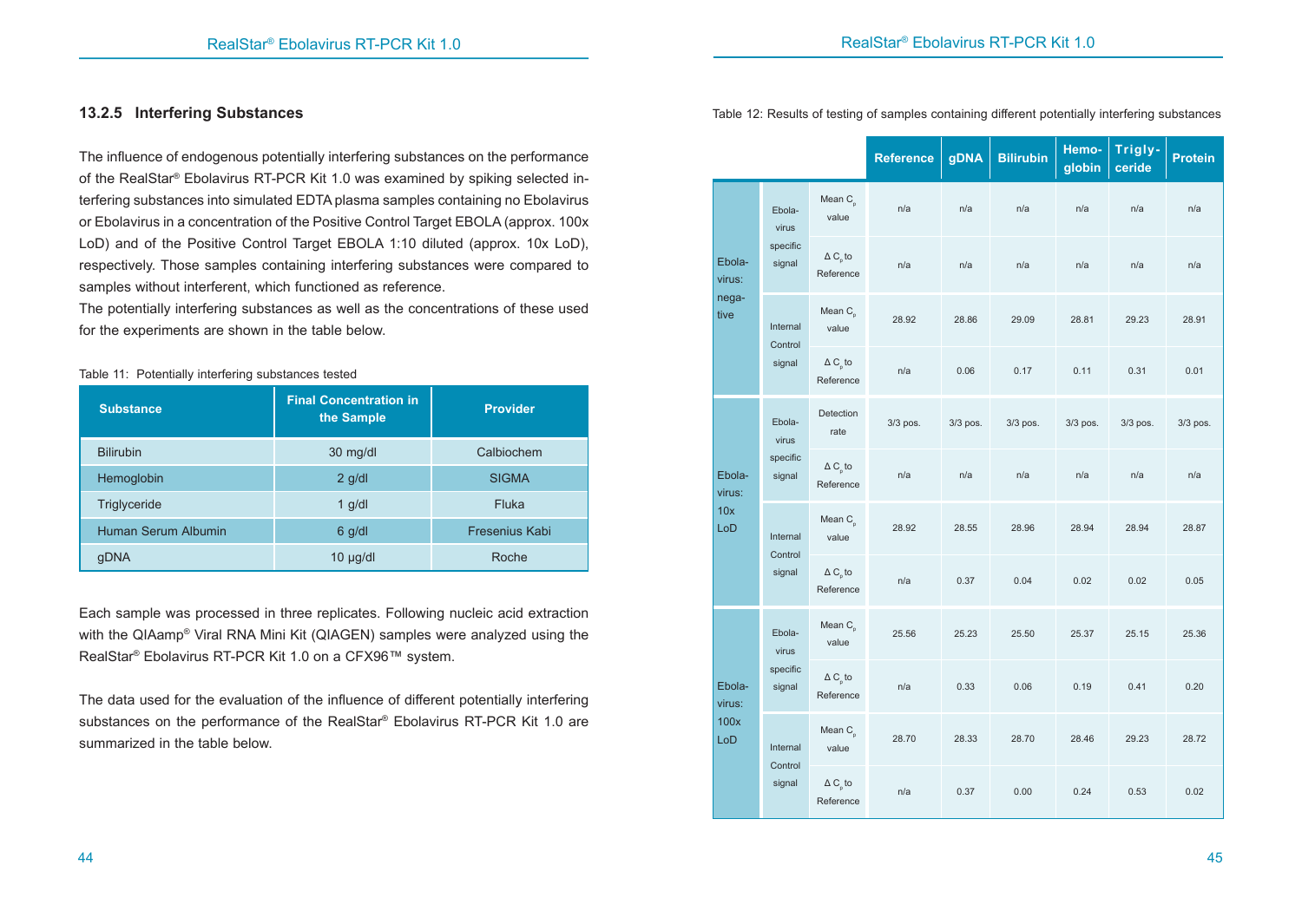### 13.2.5 Interfering Substances

The influence of endogenous potentially interfering substances on the performance of the RealStar® Ebolavirus RT-PCR Kit 1.0 was examined by spiking selected interfering substances into simulated EDTA plasma samples containing no Ebolavirus or Ebolavirus in a concentration of the Positive Control Target EBOLA (approx. 100x LoD) and of the Positive Control Target EBOLA 1:10 diluted (approx. 10x LoD), respectively. Those samples containing interfering substances were compared to samples without interferent, which functioned as reference.

The potentially interfering substances as well as the concentrations of these used for the experiments are shown in the table below.

Table 11: Potentially interfering substances tested

| Substance | Final Concentration in the Sample | Provider |
|---|---|---|
| Bilirubin | 30 mg/dl | Calbiochem |
| Hemoglobin | 2 g/dl | SIGMA |
| Triglyceride | 1 g/dl | Fluka |
| Human Serum Albumin | 6 g/dl | Fresenius Kabi |
| gDNA | 10 µg/dl | Roche |

Each sample was processed in three replicates. Following nucleic acid extraction with the QIAamp® Viral RNA Mini Kit (QIAGEN) samples were analyzed using the RealStar® Ebolavirus RT-PCR Kit 1.0 on a CFX96™ system.

The data used for the evaluation of the influence of different potentially interfering substances on the performance of the RealStar® Ebolavirus RT-PCR Kit 1.0 are summarized in the table below.

Table 12: Results of testing of samples containing different potentially interfering substances

| | | | Reference | gDNA | Bilirubin | Hemoglobin | Triglyceride | Protein |
|---|---|---|---|---|---|---|---|---|
| Ebolavirus: negative | Ebolavirus specific signal | Mean $C_p$ value | n/a | n/a | n/a | n/a | n/a | n/a |
| | | $\Delta C_p$ to Reference | n/a | n/a | n/a | n/a | n/a | n/a |
| | Internal Control signal | Mean $C_p$ value | 28.92 | 28.86 | 29.09 | 28.81 | 29.23 | 28.91 |
| | | $\Delta C_p$ to Reference | n/a | 0.06 | 0.17 | 0.11 | 0.31 | 0.01 |
| Ebolavirus: 10x LoD | Ebolavirus specific signal | Detection rate | 3/3 pos. | 3/3 pos. | 3/3 pos. | 3/3 pos. | 3/3 pos. | 3/3 pos. |
| | | $\Delta C_p$ to Reference | n/a | n/a | n/a | n/a | n/a | n/a |
| | Internal Control signal | Mean $C_p$ value | 28.92 | 28.55 | 28.96 | 28.94 | 28.94 | 28.87 |
| | | $\Delta C_p$ to Reference | n/a | 0.37 | 0.04 | 0.02 | 0.02 | 0.05 |
| Ebolavirus: 100x LoD | Ebolavirus specific signal | Mean $C_p$ value | 25.56 | 25.23 | 25.50 | 25.37 | 25.15 | 25.36 |
| | | $\Delta C_p$ to Reference | n/a | 0.33 | 0.06 | 0.19 | 0.41 | 0.20 |
| | Internal Control signal | Mean $C_p$ value | 28.70 | 28.33 | 28.70 | 28.46 | 29.23 | 28.72 |
| | | $\Delta C_p$ to Reference | n/a | 0.37 | 0.00 | 0.24 | 0.53 | 0.02 |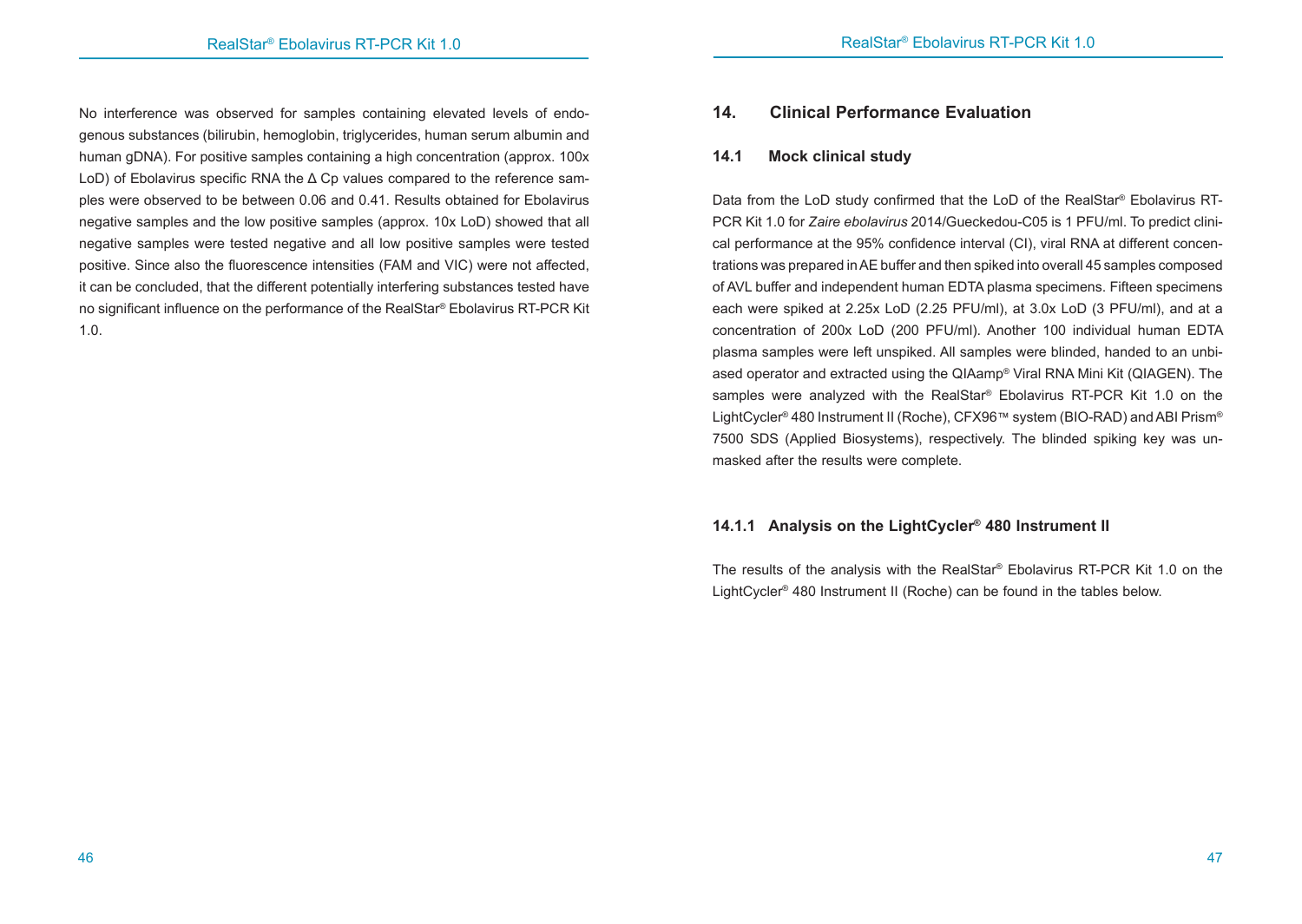No interference was observed for samples containing elevated levels of endogenous substances (bilirubin, hemoglobin, triglycerides, human serum albumin and human gDNA). For positive samples containing a high concentration (approx. 100x LoD) of Ebolavirus specific RNA the Δ Cp values compared to the reference samples were observed to be between 0.06 and 0.41. Results obtained for Ebolavirus negative samples and the low positive samples (approx. 10x LoD) showed that all negative samples were tested negative and all low positive samples were tested positive. Since also the fluorescence intensities (FAM and VIC) were not affected, it can be concluded, that the different potentially interfering substances tested have no significant influence on the performance of the RealStar® Ebolavirus RT-PCR Kit 1.0.

# 14. Clinical Performance Evaluation

## 14.1 Mock clinical study

Data from the LoD study confirmed that the LoD of the RealStar® Ebolavirus RT-PCR Kit 1.0 for *Zaire ebolavirus* 2014/Gueckedou-C05 is 1 PFU/ml. To predict clinical performance at the 95% confidence interval (CI), viral RNA at different concentrations was prepared in AE buffer and then spiked into overall 45 samples composed of AVL buffer and independent human EDTA plasma specimens. Fifteen specimens each were spiked at 2.25x LoD (2.25 PFU/ml), at 3.0x LoD (3 PFU/ml), and at a concentration of 200x LoD (200 PFU/ml). Another 100 individual human EDTA plasma samples were left unspiked. All samples were blinded, handed to an unbiased operator and extracted using the QIAamp® Viral RNA Mini Kit (QIAGEN). The samples were analyzed with the RealStar® Ebolavirus RT-PCR Kit 1.0 on the LightCycler® 480 Instrument II (Roche), CFX96™ system (BIO-RAD) and ABI Prism® 7500 SDS (Applied Biosystems), respectively. The blinded spiking key was unmasked after the results were complete.

### 14.1.1 Analysis on the LightCycler® 480 Instrument II

The results of the analysis with the RealStar® Ebolavirus RT-PCR Kit 1.0 on the LightCycler® 480 Instrument II (Roche) can be found in the tables below.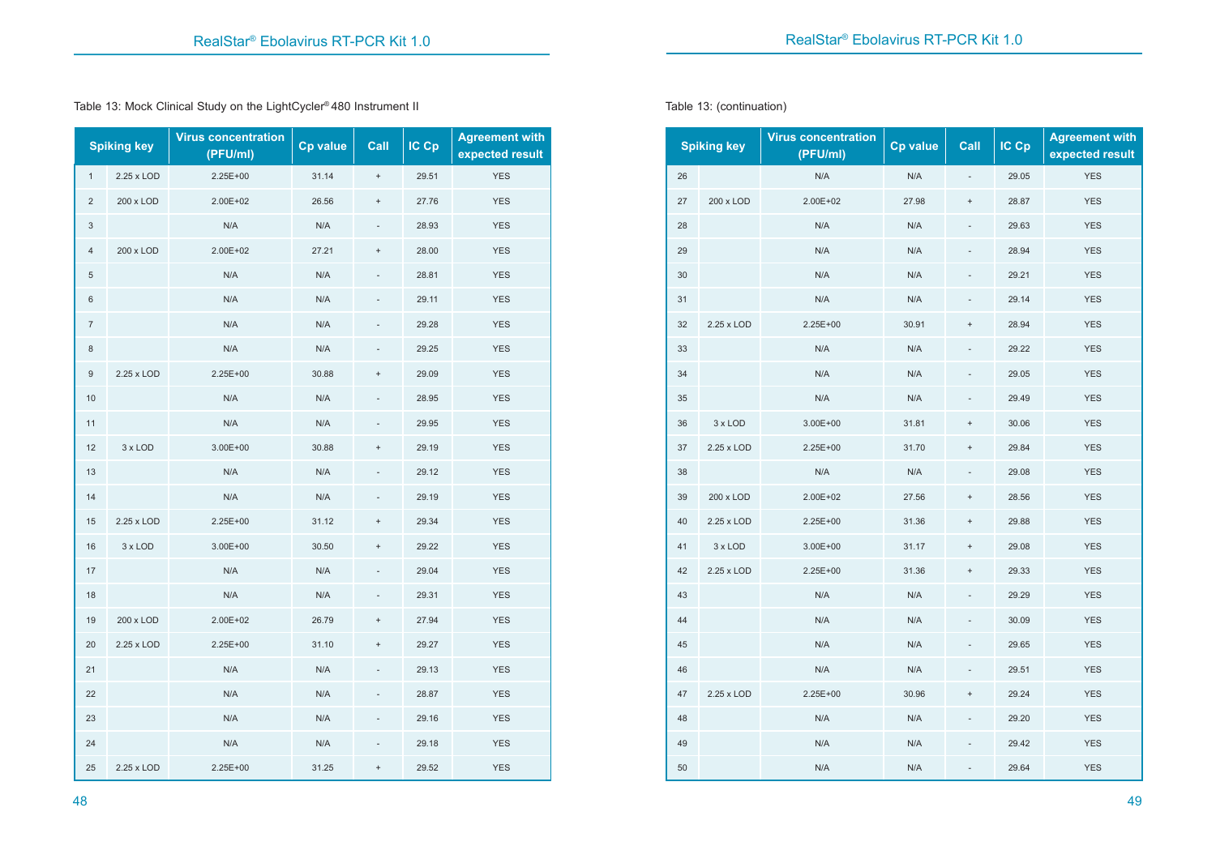Table 13: Mock Clinical Study on the LightCycler® 480 Instrument II

| Spiking key | | Virus concentration (PFU/ml) | Cp value | Call | IC Cp | Agreement with expected result |
|---|---|---|---|---|---|---|
| 1 | 2.25 x LOD | 2.25E+00 | 31.14 | + | 29.51 | YES |
| 2 | 200 x LOD | 2.00E+02 | 26.56 | + | 27.76 | YES |
| 3 | | N/A | N/A | - | 28.93 | YES |
| 4 | 200 x LOD | 2.00E+02 | 27.21 | + | 28.00 | YES |
| 5 | | N/A | N/A | - | 28.81 | YES |
| 6 | | N/A | N/A | - | 29.11 | YES |
| 7 | | N/A | N/A | - | 29.28 | YES |
| 8 | | N/A | N/A | - | 29.25 | YES |
| 9 | 2.25 x LOD | 2.25E+00 | 30.88 | + | 29.09 | YES |
| 10 | | N/A | N/A | - | 28.95 | YES |
| 11 | | N/A | N/A | - | 29.95 | YES |
| 12 | 3 x LOD | 3.00E+00 | 30.88 | + | 29.19 | YES |
| 13 | | N/A | N/A | - | 29.12 | YES |
| 14 | | N/A | N/A | - | 29.19 | YES |
| 15 | 2.25 x LOD | 2.25E+00 | 31.12 | + | 29.34 | YES |
| 16 | 3 x LOD | 3.00E+00 | 30.50 | + | 29.22 | YES |
| 17 | | N/A | N/A | - | 29.04 | YES |
| 18 | | N/A | N/A | - | 29.31 | YES |
| 19 | 200 x LOD | 2.00E+02 | 26.79 | + | 27.94 | YES |
| 20 | 2.25 x LOD | 2.25E+00 | 31.10 | + | 29.27 | YES |
| 21 | | N/A | N/A | - | 29.13 | YES |
| 22 | | N/A | N/A | - | 28.87 | YES |
| 23 | | N/A | N/A | - | 29.16 | YES |
| 24 | | N/A | N/A | - | 29.18 | YES |
| 25 | 2.25 x LOD | 2.25E+00 | 31.25 | + | 29.52 | YES |

Table 13: (continuation)

| Spiking key | | Virus concentration (PFU/ml) | Cp value | Call | IC Cp | Agreement with expected result |
|---|---|---|---|---|---|---|
| 26 | | N/A | N/A | - | 29.05 | YES |
| 27 | 200 x LOD | 2.00E+02 | 27.98 | + | 28.87 | YES |
| 28 | | N/A | N/A | - | 29.63 | YES |
| 29 | | N/A | N/A | - | 28.94 | YES |
| 30 | | N/A | N/A | - | 29.21 | YES |
| 31 | | N/A | N/A | - | 29.14 | YES |
| 32 | 2.25 x LOD | 2.25E+00 | 30.91 | + | 28.94 | YES |
| 33 | | N/A | N/A | - | 29.22 | YES |
| 34 | | N/A | N/A | - | 29.05 | YES |
| 35 | | N/A | N/A | - | 29.49 | YES |
| 36 | 3 x LOD | 3.00E+00 | 31.81 | + | 30.06 | YES |
| 37 | 2.25 x LOD | 2.25E+00 | 31.70 | + | 29.84 | YES |
| 38 | | N/A | N/A | - | 29.08 | YES |
| 39 | 200 x LOD | 2.00E+02 | 27.56 | + | 28.56 | YES |
| 40 | 2.25 x LOD | 2.25E+00 | 31.36 | + | 29.88 | YES |
| 41 | 3 x LOD | 3.00E+00 | 31.17 | + | 29.08 | YES |
| 42 | 2.25 x LOD | 2.25E+00 | 31.36 | + | 29.33 | YES |
| 43 | | N/A | N/A | - | 29.29 | YES |
| 44 | | N/A | N/A | - | 30.09 | YES |
| 45 | | N/A | N/A | - | 29.65 | YES |
| 46 | | N/A | N/A | - | 29.51 | YES |
| 47 | 2.25 x LOD | 2.25E+00 | 30.96 | + | 29.24 | YES |
| 48 | | N/A | N/A | - | 29.20 | YES |
| 49 | | N/A | N/A | - | 29.42 | YES |
| 50 | | N/A | N/A | - | 29.64 | YES |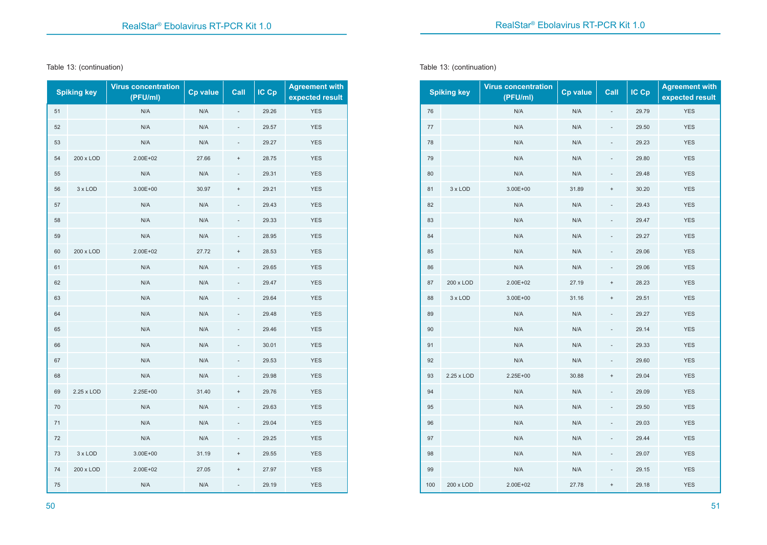Table 13: (continuation)

| Spiking key | | Virus concentration (PFU/ml) | Cp value | Call | IC Cp | Agreement with expected result |
|---|---|---|---|---|---|---|
| 51 | | N/A | N/A | - | 29.26 | YES |
| 52 | | N/A | N/A | - | 29.57 | YES |
| 53 | | N/A | N/A | - | 29.27 | YES |
| 54 | 200 x LOD | 2.00E+02 | 27.66 | + | 28.75 | YES |
| 55 | | N/A | N/A | - | 29.31 | YES |
| 56 | 3 x LOD | 3.00E+00 | 30.97 | + | 29.21 | YES |
| 57 | | N/A | N/A | - | 29.43 | YES |
| 58 | | N/A | N/A | - | 29.33 | YES |
| 59 | | N/A | N/A | - | 28.95 | YES |
| 60 | 200 x LOD | 2.00E+02 | 27.72 | + | 28.53 | YES |
| 61 | | N/A | N/A | - | 29.65 | YES |
| 62 | | N/A | N/A | - | 29.47 | YES |
| 63 | | N/A | N/A | - | 29.64 | YES |
| 64 | | N/A | N/A | - | 29.48 | YES |
| 65 | | N/A | N/A | - | 29.46 | YES |
| 66 | | N/A | N/A | - | 30.01 | YES |
| 67 | | N/A | N/A | - | 29.53 | YES |
| 68 | | N/A | N/A | - | 29.98 | YES |
| 69 | 2.25 x LOD | 2.25E+00 | 31.40 | + | 29.76 | YES |
| 70 | | N/A | N/A | - | 29.63 | YES |
| 71 | | N/A | N/A | - | 29.04 | YES |
| 72 | | N/A | N/A | - | 29.25 | YES |
| 73 | 3 x LOD | 3.00E+00 | 31.19 | + | 29.55 | YES |
| 74 | 200 x LOD | 2.00E+02 | 27.05 | + | 27.97 | YES |
| 75 | | N/A | N/A | - | 29.19 | YES |

Table 13: (continuation)

| Spiking key | | Virus concentration (PFU/ml) | Cp value | Call | IC Cp | Agreement with expected result |
|---|---|---|---|---|---|---|
| 76 | | N/A | N/A | - | 29.79 | YES |
| 77 | | N/A | N/A | - | 29.50 | YES |
| 78 | | N/A | N/A | - | 29.23 | YES |
| 79 | | N/A | N/A | - | 29.80 | YES |
| 80 | | N/A | N/A | - | 29.48 | YES |
| 81 | 3 x LOD | 3.00E+00 | 31.89 | + | 30.20 | YES |
| 82 | | N/A | N/A | - | 29.43 | YES |
| 83 | | N/A | N/A | - | 29.47 | YES |
| 84 | | N/A | N/A | - | 29.27 | YES |
| 85 | | N/A | N/A | - | 29.06 | YES |
| 86 | | N/A | N/A | - | 29.06 | YES |
| 87 | 200 x LOD | 2.00E+02 | 27.19 | + | 28.23 | YES |
| 88 | 3 x LOD | 3.00E+00 | 31.16 | + | 29.51 | YES |
| 89 | | N/A | N/A | - | 29.27 | YES |
| 90 | | N/A | N/A | - | 29.14 | YES |
| 91 | | N/A | N/A | - | 29.33 | YES |
| 92 | | N/A | N/A | - | 29.60 | YES |
| 93 | 2.25 x LOD | 2.25E+00 | 30.88 | + | 29.04 | YES |
| 94 | | N/A | N/A | - | 29.09 | YES |
| 95 | | N/A | N/A | - | 29.50 | YES |
| 96 | | N/A | N/A | - | 29.03 | YES |
| 97 | | N/A | N/A | - | 29.44 | YES |
| 98 | | N/A | N/A | - | 29.07 | YES |
| 99 | | N/A | N/A | - | 29.15 | YES |
| 100 | 200 x LOD | 2.00E+02 | 27.78 | + | 29.18 | YES |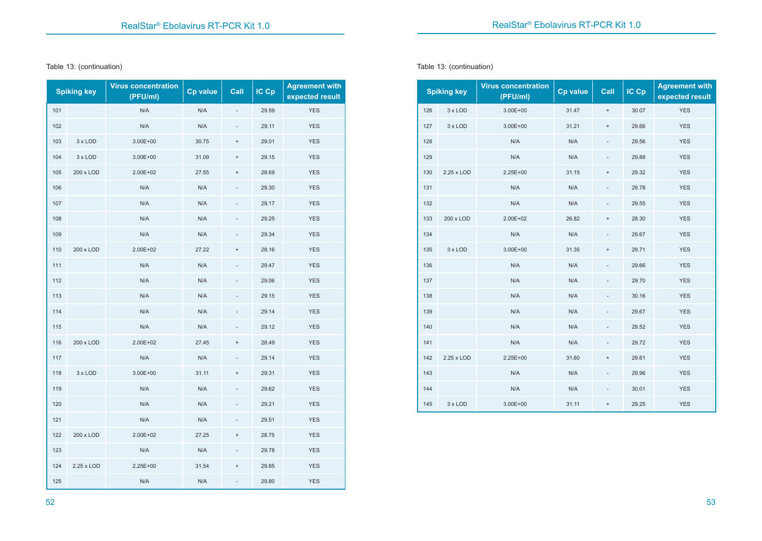Table 13: (continuation)

| Spiking key | | Virus concentration (PFU/ml) | Cp value | Call | IC Cp | Agreement with expected result |
|---|---|---|---|---|---|---|
| 101 | | N/A | N/A | - | 29.59 | YES |
| 102 | | N/A | N/A | - | 29.11 | YES |
| 103 | 3 x LOD | 3.00E+00 | 30.75 | + | 29.01 | YES |
| 104 | 3 x LOD | 3.00E+00 | 31.09 | + | 29.15 | YES |
| 105 | 200 x LOD | 2.00E+02 | 27.55 | + | 28.69 | YES |
| 106 | | N/A | N/A | - | 29.30 | YES |
| 107 | | N/A | N/A | - | 29.17 | YES |
| 108 | | N/A | N/A | - | 29.25 | YES |
| 109 | | N/A | N/A | - | 29.34 | YES |
| 110 | 200 x LOD | 2.00E+02 | 27.22 | + | 28.16 | YES |
| 111 | | N/A | N/A | - | 29.47 | YES |
| 112 | | N/A | N/A | - | 29.06 | YES |
| 113 | | N/A | N/A | - | 29.15 | YES |
| 114 | | N/A | N/A | - | 29.14 | YES |
| 115 | | N/A | N/A | - | 29.12 | YES |
| 116 | 200 x LOD | 2.00E+02 | 27.45 | + | 28.49 | YES |
| 117 | | N/A | N/A | - | 29.14 | YES |
| 118 | 3 x LOD | 3.00E+00 | 31.11 | + | 29.31 | YES |
| 119 | | N/A | N/A | - | 29.62 | YES |
| 120 | | N/A | N/A | - | 29.21 | YES |
| 121 | | N/A | N/A | - | 29.51 | YES |
| 122 | 200 x LOD | 2.00E+02 | 27.25 | + | 28.75 | YES |
| 123 | | N/A | N/A | - | 29.78 | YES |
| 124 | 2.25 x LOD | 2.25E+00 | 31.54 | + | 29.85 | YES |
| 125 | | N/A | N/A | - | 29.80 | YES |

Table 13: (continuation)

| Spiking key | | Virus concentration (PFU/ml) | Cp value | Call | IC Cp | Agreement with expected result |
|---|---|---|---|---|---|---|
| 126 | 3 x LOD | 3.00E+00 | 31.47 | + | 30.07 | YES |
| 127 | 3 x LOD | 3.00E+00 | 31.21 | + | 29.66 | YES |
| 128 | | N/A | N/A | - | 29.56 | YES |
| 129 | | N/A | N/A | - | 29.88 | YES |
| 130 | 2.25 x LOD | 2.25E+00 | 31.15 | + | 29.32 | YES |
| 131 | | N/A | N/A | - | 29.78 | YES |
| 132 | | N/A | N/A | - | 29.55 | YES |
| 133 | 200 x LOD | 2.00E+02 | 26.82 | + | 28.30 | YES |
| 134 | | N/A | N/A | - | 29.67 | YES |
| 135 | 3 x LOD | 3.00E+00 | 31.35 | + | 29.71 | YES |
| 136 | | N/A | N/A | - | 29.66 | YES |
| 137 | | N/A | N/A | - | 29.70 | YES |
| 138 | | N/A | N/A | - | 30.16 | YES |
| 139 | | N/A | N/A | - | 29.67 | YES |
| 140 | | N/A | N/A | - | 29.52 | YES |
| 141 | | N/A | N/A | - | 29.72 | YES |
| 142 | 2.25 x LOD | 2.25E+00 | 31.60 | + | 29.61 | YES |
| 143 | | N/A | N/A | - | 29.96 | YES |
| 144 | | N/A | N/A | - | 30.01 | YES |
| 145 | 3 x LOD | 3.00E+00 | 31.11 | + | 29.25 | YES |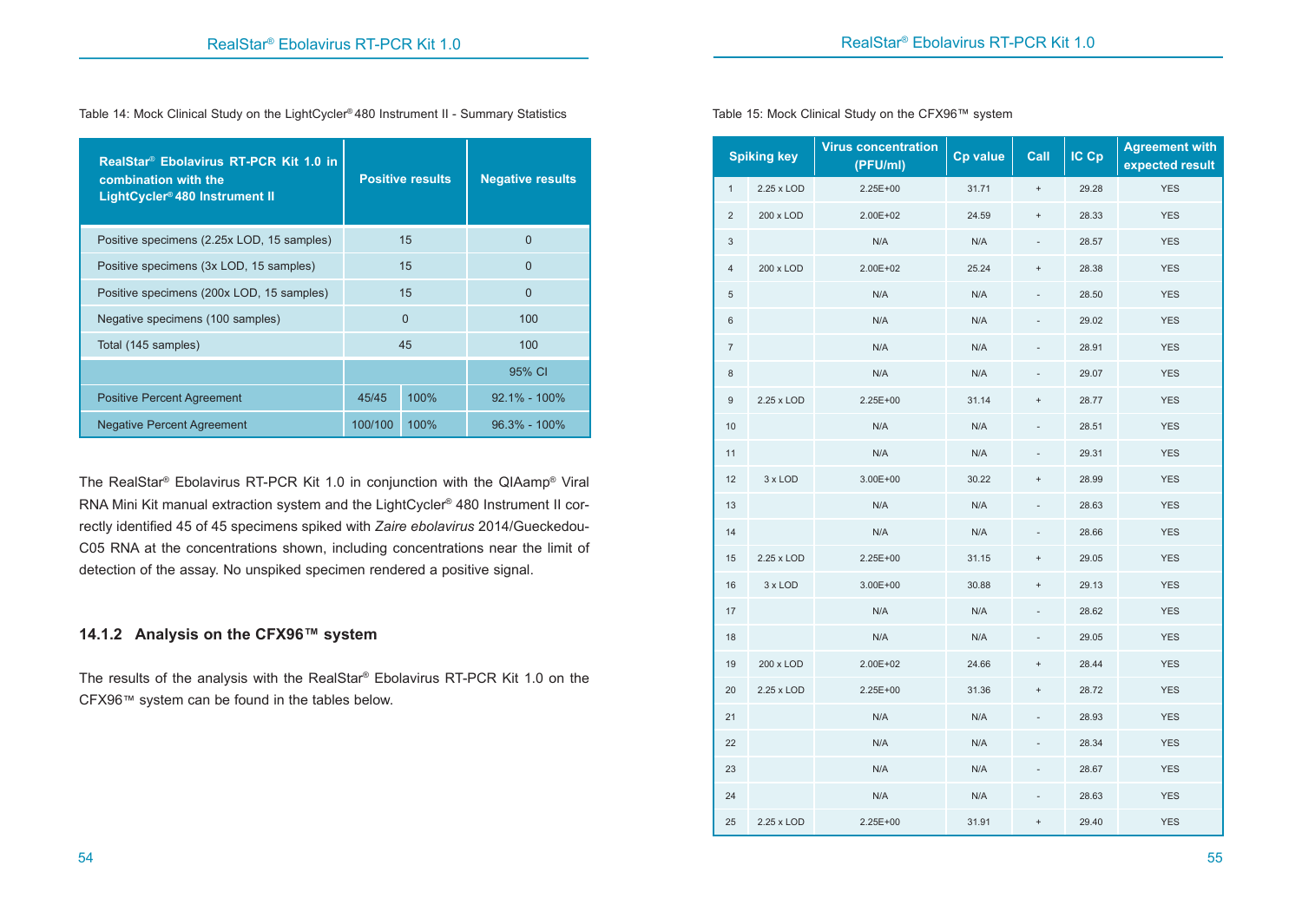Table 14: Mock Clinical Study on the LightCycler® 480 Instrument II - Summary Statistics

| RealStar® Ebolavirus RT-PCR Kit 1.0 in combination with the LightCycler® 480 Instrument II | Positive results | | Negative results |
|---|---|---|---|
| Positive specimens (2.25x LOD, 15 samples) | 15 | | 0 |
| Positive specimens (3x LOD, 15 samples) | 15 | | 0 |
| Positive specimens (200x LOD, 15 samples) | 15 | | 0 |
| Negative specimens (100 samples) | 0 | | 100 |
| Total (145 samples) | 45 | | 100 |
| | | | 95% CI |
| Positive Percent Agreement | 45/45 | 100% | 92.1% - 100% |
| Negative Percent Agreement | 100/100 | 100% | 96.3% - 100% |

The RealStar® Ebolavirus RT-PCR Kit 1.0 in conjunction with the QIAamp® Viral RNA Mini Kit manual extraction system and the LightCycler® 480 Instrument II correctly identified 45 of 45 specimens spiked with *Zaire ebolavirus* 2014/Gueckedou-C05 RNA at the concentrations shown, including concentrations near the limit of detection of the assay. No unspiked specimen rendered a positive signal.

### 14.1.2 Analysis on the CFX96™ system

The results of the analysis with the RealStar® Ebolavirus RT-PCR Kit 1.0 on the CFX96™ system can be found in the tables below.

Table 15: Mock Clinical Study on the CFX96™ system

| Spiking key | | Virus concentration (PFU/ml) | Cp value | Call | IC Cp | Agreement with expected result |
|---|---|---|---|---|---|---|
| 1 | 2.25 x LOD | 2.25E+00 | 31.71 | + | 29.28 | YES |
| 2 | 200 x LOD | 2.00E+02 | 24.59 | + | 28.33 | YES |
| 3 | | N/A | N/A | - | 28.57 | YES |
| 4 | 200 x LOD | 2.00E+02 | 25.24 | + | 28.38 | YES |
| 5 | | N/A | N/A | - | 28.50 | YES |
| 6 | | N/A | N/A | - | 29.02 | YES |
| 7 | | N/A | N/A | - | 28.91 | YES |
| 8 | | N/A | N/A | - | 29.07 | YES |
| 9 | 2.25 x LOD | 2.25E+00 | 31.14 | + | 28.77 | YES |
| 10 | | N/A | N/A | - | 28.51 | YES |
| 11 | | N/A | N/A | - | 29.31 | YES |
| 12 | 3 x LOD | 3.00E+00 | 30.22 | + | 28.99 | YES |
| 13 | | N/A | N/A | - | 28.63 | YES |
| 14 | | N/A | N/A | - | 28.66 | YES |
| 15 | 2.25 x LOD | 2.25E+00 | 31.15 | + | 29.05 | YES |
| 16 | 3 x LOD | 3.00E+00 | 30.88 | + | 29.13 | YES |
| 17 | | N/A | N/A | - | 28.62 | YES |
| 18 | | N/A | N/A | - | 29.05 | YES |
| 19 | 200 x LOD | 2.00E+02 | 24.66 | + | 28.44 | YES |
| 20 | 2.25 x LOD | 2.25E+00 | 31.36 | + | 28.72 | YES |
| 21 | | N/A | N/A | - | 28.93 | YES |
| 22 | | N/A | N/A | - | 28.34 | YES |
| 23 | | N/A | N/A | - | 28.67 | YES |
| 24 | | N/A | N/A | - | 28.63 | YES |
| 25 | 2.25 x LOD | 2.25E+00 | 31.91 | + | 29.40 | YES |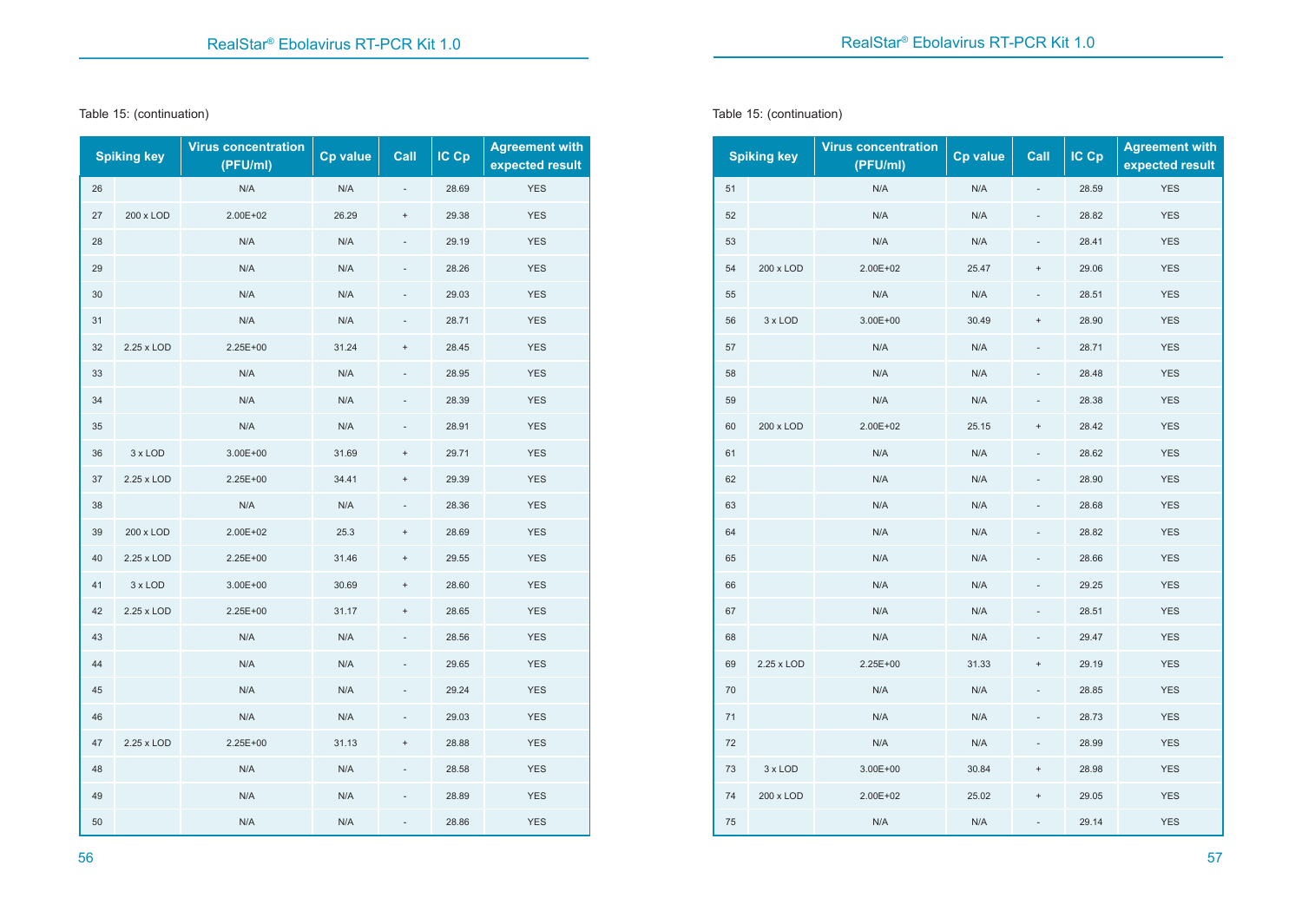Table 15: (continuation)

| Spiking key | | Virus concentration (PFU/ml) | Cp value | Call | IC Cp | Agreement with expected result |
|---|---|---|---|---|---|---|
| 26 | | N/A | N/A | - | 28.69 | YES |
| 27 | 200 x LOD | 2.00E+02 | 26.29 | + | 29.38 | YES |
| 28 | | N/A | N/A | - | 29.19 | YES |
| 29 | | N/A | N/A | - | 28.26 | YES |
| 30 | | N/A | N/A | - | 29.03 | YES |
| 31 | | N/A | N/A | - | 28.71 | YES |
| 32 | 2.25 x LOD | 2.25E+00 | 31.24 | + | 28.45 | YES |
| 33 | | N/A | N/A | - | 28.95 | YES |
| 34 | | N/A | N/A | - | 28.39 | YES |
| 35 | | N/A | N/A | - | 28.91 | YES |
| 36 | 3 x LOD | 3.00E+00 | 31.69 | + | 29.71 | YES |
| 37 | 2.25 x LOD | 2.25E+00 | 34.41 | + | 29.39 | YES |
| 38 | | N/A | N/A | - | 28.36 | YES |
| 39 | 200 x LOD | 2.00E+02 | 25.3 | + | 28.69 | YES |
| 40 | 2.25 x LOD | 2.25E+00 | 31.46 | + | 29.55 | YES |
| 41 | 3 x LOD | 3.00E+00 | 30.69 | + | 28.60 | YES |
| 42 | 2.25 x LOD | 2.25E+00 | 31.17 | + | 28.65 | YES |
| 43 | | N/A | N/A | - | 28.56 | YES |
| 44 | | N/A | N/A | - | 29.65 | YES |
| 45 | | N/A | N/A | - | 29.24 | YES |
| 46 | | N/A | N/A | - | 29.03 | YES |
| 47 | 2.25 x LOD | 2.25E+00 | 31.13 | + | 28.88 | YES |
| 48 | | N/A | N/A | - | 28.58 | YES |
| 49 | | N/A | N/A | - | 28.89 | YES |
| 50 | | N/A | N/A | - | 28.86 | YES |

Table 15: (continuation)

| Spiking key | | Virus concentration (PFU/ml) | Cp value | Call | IC Cp | Agreement with expected result |
|---|---|---|---|---|---|---|
| 51 | | N/A | N/A | - | 28.59 | YES |
| 52 | | N/A | N/A | - | 28.82 | YES |
| 53 | | N/A | N/A | - | 28.41 | YES |
| 54 | 200 x LOD | 2.00E+02 | 25.47 | + | 29.06 | YES |
| 55 | | N/A | N/A | - | 28.51 | YES |
| 56 | 3 x LOD | 3.00E+00 | 30.49 | + | 28.90 | YES |
| 57 | | N/A | N/A | - | 28.71 | YES |
| 58 | | N/A | N/A | - | 28.48 | YES |
| 59 | | N/A | N/A | - | 28.38 | YES |
| 60 | 200 x LOD | 2.00E+02 | 25.15 | + | 28.42 | YES |
| 61 | | N/A | N/A | - | 28.62 | YES |
| 62 | | N/A | N/A | - | 28.90 | YES |
| 63 | | N/A | N/A | - | 28.68 | YES |
| 64 | | N/A | N/A | - | 28.82 | YES |
| 65 | | N/A | N/A | - | 28.66 | YES |
| 66 | | N/A | N/A | - | 29.25 | YES |
| 67 | | N/A | N/A | - | 28.51 | YES |
| 68 | | N/A | N/A | - | 29.47 | YES |
| 69 | 2.25 x LOD | 2.25E+00 | 31.33 | + | 29.19 | YES |
| 70 | | N/A | N/A | - | 28.85 | YES |
| 71 | | N/A | N/A | - | 28.73 | YES |
| 72 | | N/A | N/A | - | 28.99 | YES |
| 73 | 3 x LOD | 3.00E+00 | 30.84 | + | 28.98 | YES |
| 74 | 200 x LOD | 2.00E+02 | 25.02 | + | 29.05 | YES |
| 75 | | N/A | N/A | - | 29.14 | YES |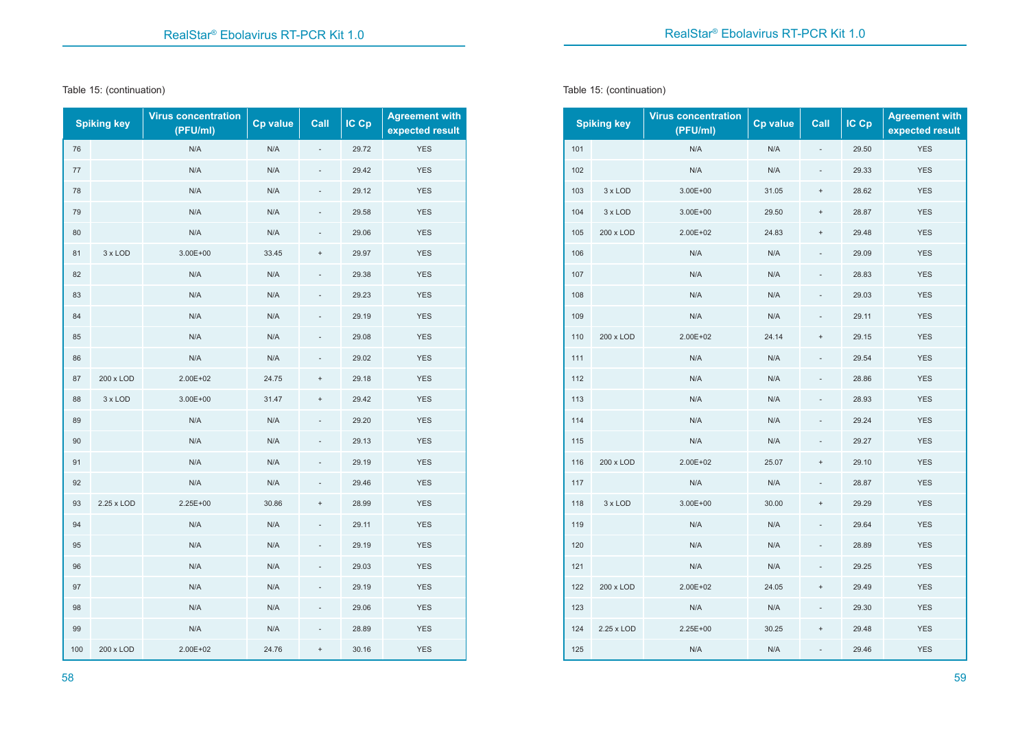Table 15: (continuation)

| Spiking key | | Virus concentration (PFU/ml) | Cp value | Call | IC Cp | Agreement with expected result |
|---|---|---|---|---|---|---|
| 76 | | N/A | N/A | - | 29.72 | YES |
| 77 | | N/A | N/A | - | 29.42 | YES |
| 78 | | N/A | N/A | - | 29.12 | YES |
| 79 | | N/A | N/A | - | 29.58 | YES |
| 80 | | N/A | N/A | - | 29.06 | YES |
| 81 | 3 x LOD | 3.00E+00 | 33.45 | + | 29.97 | YES |
| 82 | | N/A | N/A | - | 29.38 | YES |
| 83 | | N/A | N/A | - | 29.23 | YES |
| 84 | | N/A | N/A | - | 29.19 | YES |
| 85 | | N/A | N/A | - | 29.08 | YES |
| 86 | | N/A | N/A | - | 29.02 | YES |
| 87 | 200 x LOD | 2.00E+02 | 24.75 | + | 29.18 | YES |
| 88 | 3 x LOD | 3.00E+00 | 31.47 | + | 29.42 | YES |
| 89 | | N/A | N/A | - | 29.20 | YES |
| 90 | | N/A | N/A | - | 29.13 | YES |
| 91 | | N/A | N/A | - | 29.19 | YES |
| 92 | | N/A | N/A | - | 29.46 | YES |
| 93 | 2.25 x LOD | 2.25E+00 | 30.86 | + | 28.99 | YES |
| 94 | | N/A | N/A | - | 29.11 | YES |
| 95 | | N/A | N/A | - | 29.19 | YES |
| 96 | | N/A | N/A | - | 29.03 | YES |
| 97 | | N/A | N/A | - | 29.19 | YES |
| 98 | | N/A | N/A | - | 29.06 | YES |
| 99 | | N/A | N/A | - | 28.89 | YES |
| 100 | 200 x LOD | 2.00E+02 | 24.76 | + | 30.16 | YES |

Table 15: (continuation)

| Spiking key | | Virus concentration (PFU/ml) | Cp value | Call | IC Cp | Agreement with expected result |
|---|---|---|---|---|---|---|
| 101 | | N/A | N/A | - | 29.50 | YES |
| 102 | | N/A | N/A | - | 29.33 | YES |
| 103 | 3 x LOD | 3.00E+00 | 31.05 | + | 28.62 | YES |
| 104 | 3 x LOD | 3.00E+00 | 29.50 | + | 28.87 | YES |
| 105 | 200 x LOD | 2.00E+02 | 24.83 | + | 29.48 | YES |
| 106 | | N/A | N/A | - | 29.09 | YES |
| 107 | | N/A | N/A | - | 28.83 | YES |
| 108 | | N/A | N/A | - | 29.03 | YES |
| 109 | | N/A | N/A | - | 29.11 | YES |
| 110 | 200 x LOD | 2.00E+02 | 24.14 | + | 29.15 | YES |
| 111 | | N/A | N/A | - | 29.54 | YES |
| 112 | | N/A | N/A | - | 28.86 | YES |
| 113 | | N/A | N/A | - | 28.93 | YES |
| 114 | | N/A | N/A | - | 29.24 | YES |
| 115 | | N/A | N/A | - | 29.27 | YES |
| 116 | 200 x LOD | 2.00E+02 | 25.07 | + | 29.10 | YES |
| 117 | | N/A | N/A | - | 28.87 | YES |
| 118 | 3 x LOD | 3.00E+00 | 30.00 | + | 29.29 | YES |
| 119 | | N/A | N/A | - | 29.64 | YES |
| 120 | | N/A | N/A | - | 28.89 | YES |
| 121 | | N/A | N/A | - | 29.25 | YES |
| 122 | 200 x LOD | 2.00E+02 | 24.05 | + | 29.49 | YES |
| 123 | | N/A | N/A | - | 29.30 | YES |
| 124 | 2.25 x LOD | 2.25E+00 | 30.25 | + | 29.48 | YES |
| 125 | | N/A | N/A | - | 29.46 | YES |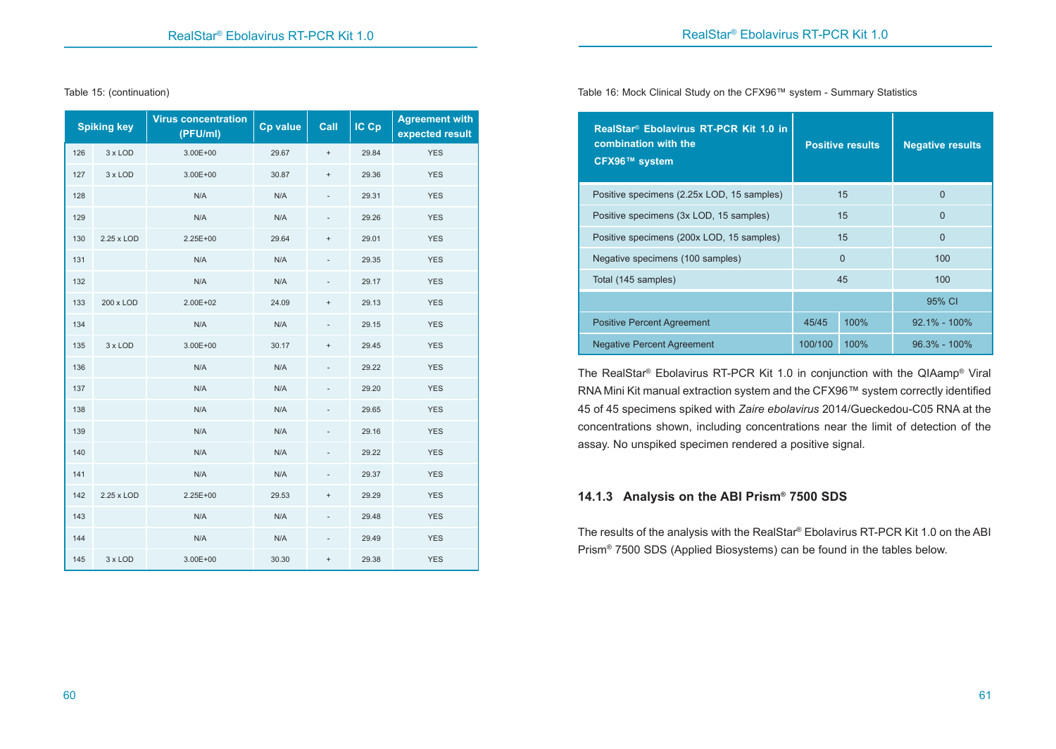Table 15: (continuation)

| Spiking key | | Virus concentration (PFU/ml) | Cp value | Call | IC Cp | Agreement with expected result |
|---|---|---|---|---|---|---|
| 126 | 3 x LOD | 3.00E+00 | 29.67 | + | 29.84 | YES |
| 127 | 3 x LOD | 3.00E+00 | 30.87 | + | 29.36 | YES |
| 128 | | N/A | N/A | - | 29.31 | YES |
| 129 | | N/A | N/A | - | 29.26 | YES |
| 130 | 2.25 x LOD | 2.25E+00 | 29.64 | + | 29.01 | YES |
| 131 | | N/A | N/A | - | 29.35 | YES |
| 132 | | N/A | N/A | - | 29.17 | YES |
| 133 | 200 x LOD | 2.00E+02 | 24.09 | + | 29.13 | YES |
| 134 | | N/A | N/A | - | 29.15 | YES |
| 135 | 3 x LOD | 3.00E+00 | 30.17 | + | 29.45 | YES |
| 136 | | N/A | N/A | - | 29.22 | YES |
| 137 | | N/A | N/A | - | 29.20 | YES |
| 138 | | N/A | N/A | - | 29.65 | YES |
| 139 | | N/A | N/A | - | 29.16 | YES |
| 140 | | N/A | N/A | - | 29.22 | YES |
| 141 | | N/A | N/A | - | 29.37 | YES |
| 142 | 2.25 x LOD | 2.25E+00 | 29.53 | + | 29.29 | YES |
| 143 | | N/A | N/A | - | 29.48 | YES |
| 144 | | N/A | N/A | - | 29.49 | YES |
| 145 | 3 x LOD | 3.00E+00 | 30.30 | + | 29.38 | YES |

Table 16: Mock Clinical Study on the CFX96™ system - Summary Statistics

| RealStar® Ebolavirus RT-PCR Kit 1.0 in combination with the CFX96™ system | Positive results | | Negative results |
|---|---|---|---|
| Positive specimens (2.25x LOD, 15 samples) | 15 | | 0 |
| Positive specimens (3x LOD, 15 samples) | 15 | | 0 |
| Positive specimens (200x LOD, 15 samples) | 15 | | 0 |
| Negative specimens (100 samples) | 0 | | 100 |
| Total (145 samples) | 45 | | 100 |
| | | | 95% CI |
| Positive Percent Agreement | 45/45 | 100% | 92.1% - 100% |
| Negative Percent Agreement | 100/100 | 100% | 96.3% - 100% |

The RealStar® Ebolavirus RT-PCR Kit 1.0 in conjunction with the QIAamp® Viral RNA Mini Kit manual extraction system and the CFX96™ system correctly identified 45 of 45 specimens spiked with *Zaire ebolavirus* 2014/Gueckedou-C05 RNA at the concentrations shown, including concentrations near the limit of detection of the assay. No unspiked specimen rendered a positive signal.

### 14.1.3 Analysis on the ABI Prism® 7500 SDS

The results of the analysis with the RealStar® Ebolavirus RT-PCR Kit 1.0 on the ABI Prism® 7500 SDS (Applied Biosystems) can be found in the tables below.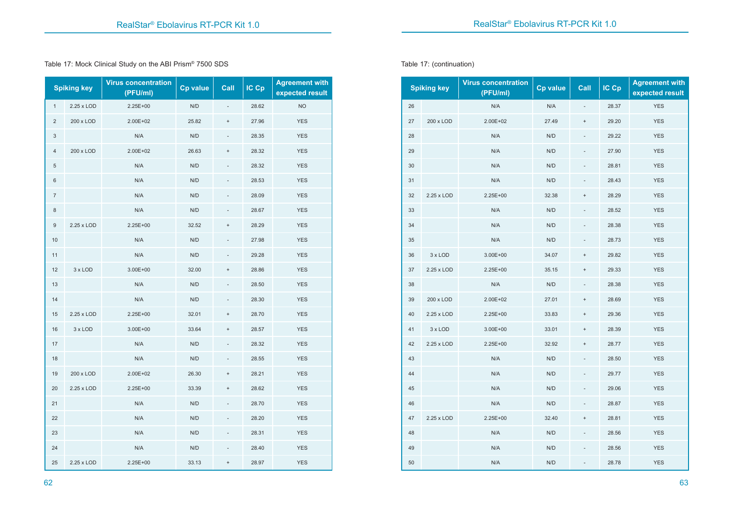Table 17: Mock Clinical Study on the ABI Prism® 7500 SDS

| Spiking key | | Virus concentration (PFU/ml) | Cp value | Call | IC Cp | Agreement with expected result |
|---|---|---|---|---|---|---|
| 1 | 2.25 x LOD | 2.25E+00 | N/D | - | 28.62 | NO |
| 2 | 200 x LOD | 2.00E+02 | 25.82 | + | 27.96 | YES |
| 3 | | N/A | N/D | - | 28.35 | YES |
| 4 | 200 x LOD | 2.00E+02 | 26.63 | + | 28.32 | YES |
| 5 | | N/A | N/D | - | 28.32 | YES |
| 6 | | N/A | N/D | - | 28.53 | YES |
| 7 | | N/A | N/D | - | 28.09 | YES |
| 8 | | N/A | N/D | - | 28.67 | YES |
| 9 | 2.25 x LOD | 2.25E+00 | 32.52 | + | 28.29 | YES |
| 10 | | N/A | N/D | - | 27.98 | YES |
| 11 | | N/A | N/D | - | 29.28 | YES |
| 12 | 3 x LOD | 3.00E+00 | 32.00 | + | 28.86 | YES |
| 13 | | N/A | N/D | - | 28.50 | YES |
| 14 | | N/A | N/D | - | 28.30 | YES |
| 15 | 2.25 x LOD | 2.25E+00 | 32.01 | + | 28.70 | YES |
| 16 | 3 x LOD | 3.00E+00 | 33.64 | + | 28.57 | YES |
| 17 | | N/A | N/D | - | 28.32 | YES |
| 18 | | N/A | N/D | - | 28.55 | YES |
| 19 | 200 x LOD | 2.00E+02 | 26.30 | + | 28.21 | YES |
| 20 | 2.25 x LOD | 2.25E+00 | 33.39 | + | 28.62 | YES |
| 21 | | N/A | N/D | - | 28.70 | YES |
| 22 | | N/A | N/D | - | 28.20 | YES |
| 23 | | N/A | N/D | - | 28.31 | YES |
| 24 | | N/A | N/D | - | 28.40 | YES |
| 25 | 2.25 x LOD | 2.25E+00 | 33.13 | + | 28.97 | YES |

Table 17: (continuation)

| Spiking key | | Virus concentration (PFU/ml) | Cp value | Call | IC Cp | Agreement with expected result |
|---|---|---|---|---|---|---|
| 26 | | N/A | N/A | - | 28.37 | YES |
| 27 | 200 x LOD | 2.00E+02 | 27.49 | + | 29.20 | YES |
| 28 | | N/A | N/D | - | 29.22 | YES |
| 29 | | N/A | N/D | - | 27.90 | YES |
| 30 | | N/A | N/D | - | 28.81 | YES |
| 31 | | N/A | N/D | - | 28.43 | YES |
| 32 | 2.25 x LOD | 2.25E+00 | 32.38 | + | 28.29 | YES |
| 33 | | N/A | N/D | - | 28.52 | YES |
| 34 | | N/A | N/D | - | 28.38 | YES |
| 35 | | N/A | N/D | - | 28.73 | YES |
| 36 | 3 x LOD | 3.00E+00 | 34.07 | + | 29.82 | YES |
| 37 | 2.25 x LOD | 2.25E+00 | 35.15 | + | 29.33 | YES |
| 38 | | N/A | N/D | - | 28.38 | YES |
| 39 | 200 x LOD | 2.00E+02 | 27.01 | + | 28.69 | YES |
| 40 | 2.25 x LOD | 2.25E+00 | 33.83 | + | 29.36 | YES |
| 41 | 3 x LOD | 3.00E+00 | 33.01 | + | 28.39 | YES |
| 42 | 2.25 x LOD | 2.25E+00 | 32.92 | + | 28.77 | YES |
| 43 | | N/A | N/D | - | 28.50 | YES |
| 44 | | N/A | N/D | - | 29.77 | YES |
| 45 | | N/A | N/D | - | 29.06 | YES |
| 46 | | N/A | N/D | - | 28.87 | YES |
| 47 | 2.25 x LOD | 2.25E+00 | 32.40 | + | 28.81 | YES |
| 48 | | N/A | N/D | - | 28.56 | YES |
| 49 | | N/A | N/D | - | 28.56 | YES |
| 50 | | N/A | N/D | - | 28.78 | YES |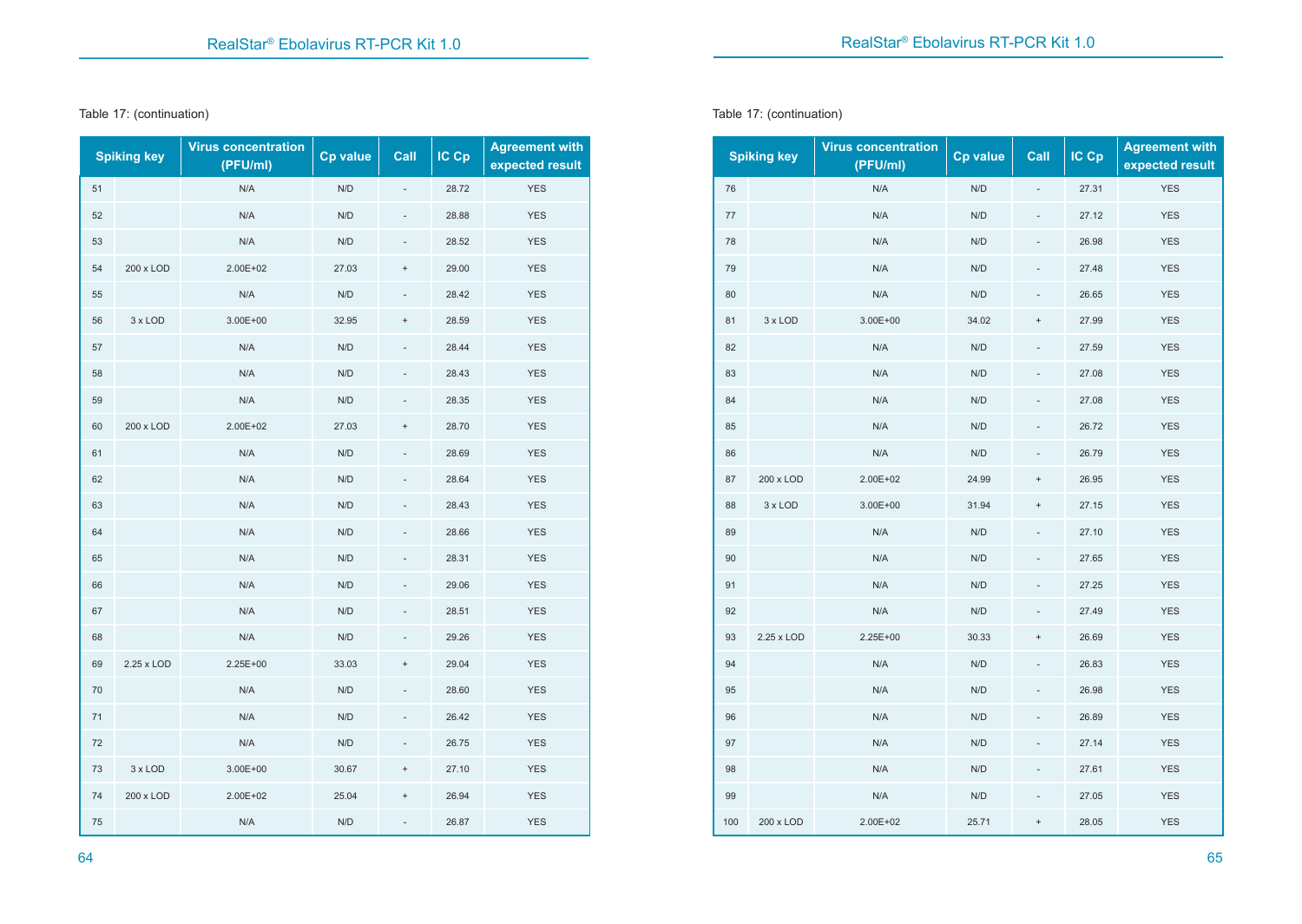Table 17: (continuation)

| Spiking key | | Virus concentration (PFU/ml) | Cp value | Call | IC Cp | Agreement with expected result |
|---|---|---|---|---|---|---|
| 51 | | N/A | N/D | - | 28.72 | YES |
| 52 | | N/A | N/D | - | 28.88 | YES |
| 53 | | N/A | N/D | - | 28.52 | YES |
| 54 | 200 x LOD | 2.00E+02 | 27.03 | + | 29.00 | YES |
| 55 | | N/A | N/D | - | 28.42 | YES |
| 56 | 3 x LOD | 3.00E+00 | 32.95 | + | 28.59 | YES |
| 57 | | N/A | N/D | - | 28.44 | YES |
| 58 | | N/A | N/D | - | 28.43 | YES |
| 59 | | N/A | N/D | - | 28.35 | YES |
| 60 | 200 x LOD | 2.00E+02 | 27.03 | + | 28.70 | YES |
| 61 | | N/A | N/D | - | 28.69 | YES |
| 62 | | N/A | N/D | - | 28.64 | YES |
| 63 | | N/A | N/D | - | 28.43 | YES |
| 64 | | N/A | N/D | - | 28.66 | YES |
| 65 | | N/A | N/D | - | 28.31 | YES |
| 66 | | N/A | N/D | - | 29.06 | YES |
| 67 | | N/A | N/D | - | 28.51 | YES |
| 68 | | N/A | N/D | - | 29.26 | YES |
| 69 | 2.25 x LOD | 2.25E+00 | 33.03 | + | 29.04 | YES |
| 70 | | N/A | N/D | - | 28.60 | YES |
| 71 | | N/A | N/D | - | 26.42 | YES |
| 72 | | N/A | N/D | - | 26.75 | YES |
| 73 | 3 x LOD | 3.00E+00 | 30.67 | + | 27.10 | YES |
| 74 | 200 x LOD | 2.00E+02 | 25.04 | + | 26.94 | YES |
| 75 | | N/A | N/D | - | 26.87 | YES |

Table 17: (continuation)

| Spiking key | | Virus concentration (PFU/ml) | Cp value | Call | IC Cp | Agreement with expected result |
|---|---|---|---|---|---|---|
| 76 | | N/A | N/D | - | 27.31 | YES |
| 77 | | N/A | N/D | - | 27.12 | YES |
| 78 | | N/A | N/D | - | 26.98 | YES |
| 79 | | N/A | N/D | - | 27.48 | YES |
| 80 | | N/A | N/D | - | 26.65 | YES |
| 81 | 3 x LOD | 3.00E+00 | 34.02 | + | 27.99 | YES |
| 82 | | N/A | N/D | - | 27.59 | YES |
| 83 | | N/A | N/D | - | 27.08 | YES |
| 84 | | N/A | N/D | - | 27.08 | YES |
| 85 | | N/A | N/D | - | 26.72 | YES |
| 86 | | N/A | N/D | - | 26.79 | YES |
| 87 | 200 x LOD | 2.00E+02 | 24.99 | + | 26.95 | YES |
| 88 | 3 x LOD | 3.00E+00 | 31.94 | + | 27.15 | YES |
| 89 | | N/A | N/D | - | 27.10 | YES |
| 90 | | N/A | N/D | - | 27.65 | YES |
| 91 | | N/A | N/D | - | 27.25 | YES |
| 92 | | N/A | N/D | - | 27.49 | YES |
| 93 | 2.25 x LOD | 2.25E+00 | 30.33 | + | 26.69 | YES |
| 94 | | N/A | N/D | - | 26.83 | YES |
| 95 | | N/A | N/D | - | 26.98 | YES |
| 96 | | N/A | N/D | - | 26.89 | YES |
| 97 | | N/A | N/D | - | 27.14 | YES |
| 98 | | N/A | N/D | - | 27.61 | YES |
| 99 | | N/A | N/D | - | 27.05 | YES |
| 100 | 200 x LOD | 2.00E+02 | 25.71 | + | 28.05 | YES |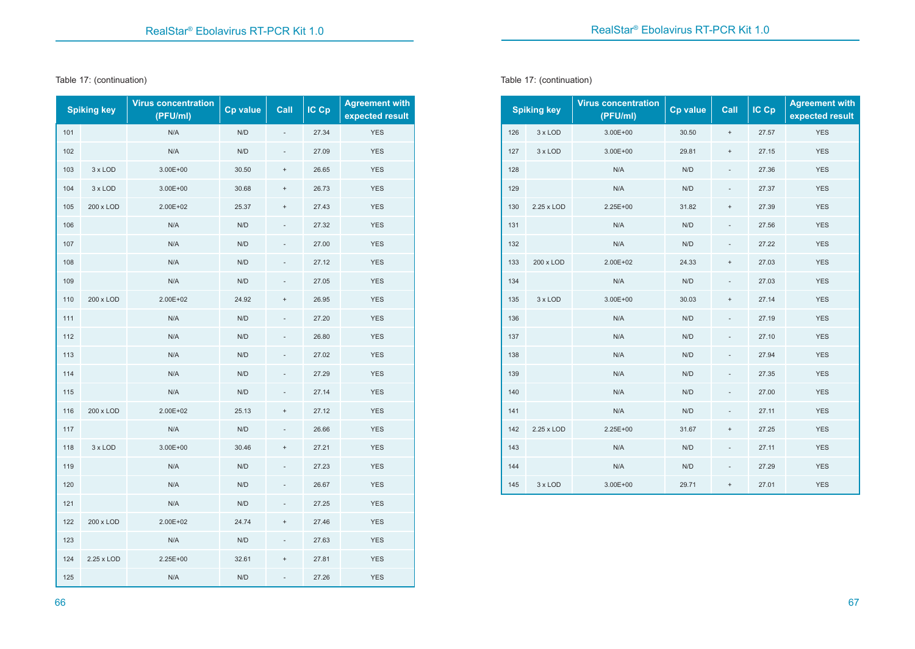Table 17: (continuation)

| Spiking key | | Virus concentration (PFU/ml) | Cp value | Call | IC Cp | Agreement with expected result |
|---|---|---|---|---|---|---|
| 101 | | N/A | N/D | - | 27.34 | YES |
| 102 | | N/A | N/D | - | 27.09 | YES |
| 103 | 3 x LOD | 3.00E+00 | 30.50 | + | 26.65 | YES |
| 104 | 3 x LOD | 3.00E+00 | 30.68 | + | 26.73 | YES |
| 105 | 200 x LOD | 2.00E+02 | 25.37 | + | 27.43 | YES |
| 106 | | N/A | N/D | - | 27.32 | YES |
| 107 | | N/A | N/D | - | 27.00 | YES |
| 108 | | N/A | N/D | - | 27.12 | YES |
| 109 | | N/A | N/D | - | 27.05 | YES |
| 110 | 200 x LOD | 2.00E+02 | 24.92 | + | 26.95 | YES |
| 111 | | N/A | N/D | - | 27.20 | YES |
| 112 | | N/A | N/D | - | 26.80 | YES |
| 113 | | N/A | N/D | - | 27.02 | YES |
| 114 | | N/A | N/D | - | 27.29 | YES |
| 115 | | N/A | N/D | - | 27.14 | YES |
| 116 | 200 x LOD | 2.00E+02 | 25.13 | + | 27.12 | YES |
| 117 | | N/A | N/D | - | 26.66 | YES |
| 118 | 3 x LOD | 3.00E+00 | 30.46 | + | 27.21 | YES |
| 119 | | N/A | N/D | - | 27.23 | YES |
| 120 | | N/A | N/D | - | 26.67 | YES |
| 121 | | N/A | N/D | - | 27.25 | YES |
| 122 | 200 x LOD | 2.00E+02 | 24.74 | + | 27.46 | YES |
| 123 | | N/A | N/D | - | 27.63 | YES |
| 124 | 2.25 x LOD | 2.25E+00 | 32.61 | + | 27.81 | YES |
| 125 | | N/A | N/D | - | 27.26 | YES |

Table 17: (continuation)

| Spiking key | | Virus concentration (PFU/ml) | Cp value | Call | IC Cp | Agreement with expected result |
|---|---|---|---|---|---|---|
| 126 | 3 x LOD | 3.00E+00 | 30.50 | + | 27.57 | YES |
| 127 | 3 x LOD | 3.00E+00 | 29.81 | + | 27.15 | YES |
| 128 | | N/A | N/D | - | 27.36 | YES |
| 129 | | N/A | N/D | - | 27.37 | YES |
| 130 | 2.25 x LOD | 2.25E+00 | 31.82 | + | 27.39 | YES |
| 131 | | N/A | N/D | - | 27.56 | YES |
| 132 | | N/A | N/D | - | 27.22 | YES |
| 133 | 200 x LOD | 2.00E+02 | 24.33 | + | 27.03 | YES |
| 134 | | N/A | N/D | - | 27.03 | YES |
| 135 | 3 x LOD | 3.00E+00 | 30.03 | + | 27.14 | YES |
| 136 | | N/A | N/D | - | 27.19 | YES |
| 137 | | N/A | N/D | - | 27.10 | YES |
| 138 | | N/A | N/D | - | 27.94 | YES |
| 139 | | N/A | N/D | - | 27.35 | YES |
| 140 | | N/A | N/D | - | 27.00 | YES |
| 141 | | N/A | N/D | - | 27.11 | YES |
| 142 | 2.25 x LOD | 2.25E+00 | 31.67 | + | 27.25 | YES |
| 143 | | N/A | N/D | - | 27.11 | YES |
| 144 | | N/A | N/D | - | 27.29 | YES |
| 145 | 3 x LOD | 3.00E+00 | 29.71 | + | 27.01 | YES |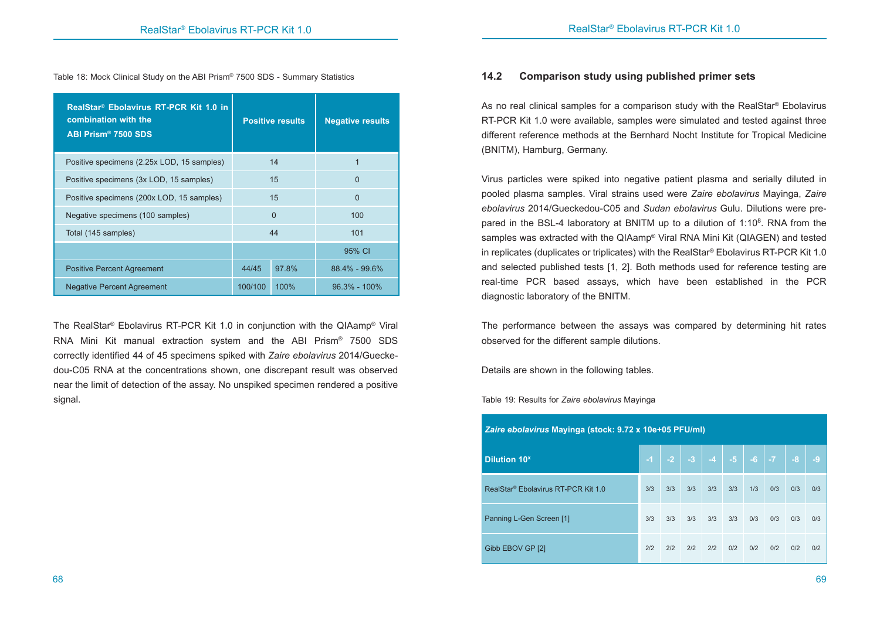Table 18: Mock Clinical Study on the ABI Prism® 7500 SDS - Summary Statistics

| RealStar® Ebolavirus RT-PCR Kit 1.0 in combination with the ABI Prism® 7500 SDS | Positive results | | Negative results |
|---|---|---|---|
| Positive specimens (2.25x LOD, 15 samples) | 14 | | 1 |
| Positive specimens (3x LOD, 15 samples) | 15 | | 0 |
| Positive specimens (200x LOD, 15 samples) | 15 | | 0 |
| Negative specimens (100 samples) | 0 | | 100 |
| Total (145 samples) | 44 | | 101 |
| | | | 95% CI |
| Positive Percent Agreement | 44/45 | 97.8% | 88.4% - 99.6% |
| Negative Percent Agreement | 100/100 | 100% | 96.3% - 100% |

The RealStar® Ebolavirus RT-PCR Kit 1.0 in conjunction with the QIAamp® Viral RNA Mini Kit manual extraction system and the ABI Prism® 7500 SDS correctly identified 44 of 45 specimens spiked with *Zaire ebolavirus* 2014/Gueckedou-C05 RNA at the concentrations shown, one discrepant result was observed near the limit of detection of the assay. No unspiked specimen rendered a positive signal.

## 14.2 Comparison study using published primer sets

As no real clinical samples for a comparison study with the RealStar® Ebolavirus RT-PCR Kit 1.0 were available, samples were simulated and tested against three different reference methods at the Bernhard Nocht Institute for Tropical Medicine (BNITM), Hamburg, Germany.

Virus particles were spiked into negative patient plasma and serially diluted in pooled plasma samples. Viral strains used were *Zaire ebolavirus* Mayinga, *Zaire ebolavirus* 2014/Gueckedou-C05 and *Sudan ebolavirus* Gulu. Dilutions were prepared in the BSL-4 laboratory at BNITM up to a dilution of 1:$10^8$. RNA from the samples was extracted with the QIAamp® Viral RNA Mini Kit (QIAGEN) and tested in replicates (duplicates or triplicates) with the RealStar® Ebolavirus RT-PCR Kit 1.0 and selected published tests [1, 2]. Both methods used for reference testing are real-time PCR based assays, which have been established in the PCR diagnostic laboratory of the BNITM.

The performance between the assays was compared by determining hit rates observed for the different sample dilutions.

Details are shown in the following tables.

Table 19: Results for *Zaire ebolavirus* Mayinga

| *Zaire ebolavirus* Mayinga (stock: 9.72 x 10e+05 PFU/ml) | | | | | | | | | |
|---|---|---|---|---|---|---|---|---|---|
| Dilution $10^x$ | -1 | -2 | -3 | -4 | -5 | -6 | -7 | -8 | -9 |
| RealStar® Ebolavirus RT-PCR Kit 1.0 | 3/3 | 3/3 | 3/3 | 3/3 | 3/3 | 1/3 | 0/3 | 0/3 | 0/3 |
| Panning L-Gen Screen [1] | 3/3 | 3/3 | 3/3 | 3/3 | 3/3 | 0/3 | 0/3 | 0/3 | 0/3 |
| Gibb EBOV GP [2] | 2/2 | 2/2 | 2/2 | 2/2 | 0/2 | 0/2 | 0/2 | 0/2 | 0/2 |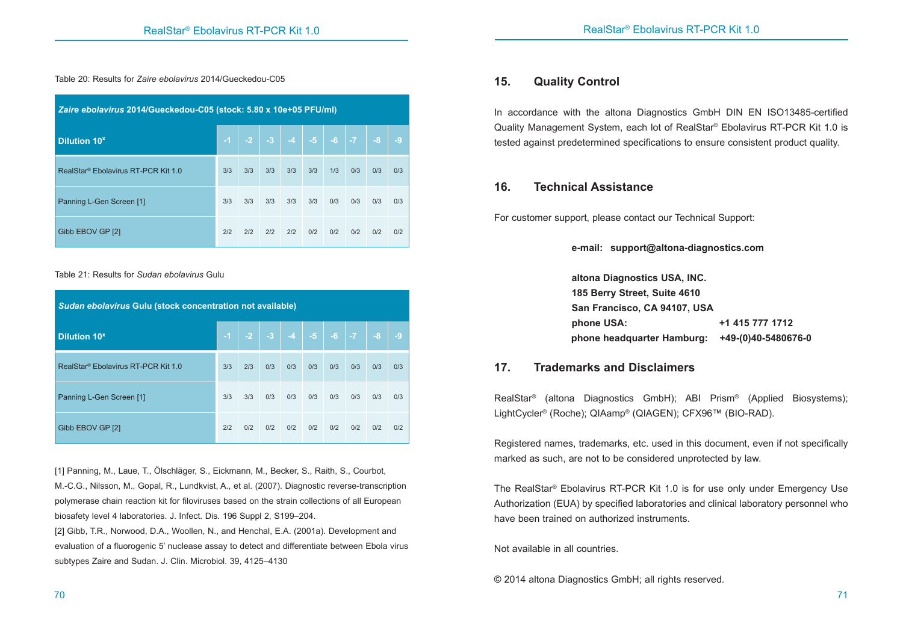Table 20: Results for *Zaire ebolavirus* 2014/Gueckedou-C05

| ***Zaire ebolavirus* 2014/Gueckedou-C05 (stock: 5.80 x 10e+05 PFU/ml)** | | | | | | | | | |
|---|---|---|---|---|---|---|---|---|---|
| **Dilution 10ˣ** | -1 | -2 | -3 | -4 | -5 | -6 | -7 | -8 | -9 |
| RealStar® Ebolavirus RT-PCR Kit 1.0 | 3/3 | 3/3 | 3/3 | 3/3 | 3/3 | 1/3 | 0/3 | 0/3 | 0/3 |
| Panning L-Gen Screen [1] | 3/3 | 3/3 | 3/3 | 3/3 | 3/3 | 0/3 | 0/3 | 0/3 | 0/3 |
| Gibb EBOV GP [2] | 2/2 | 2/2 | 2/2 | 2/2 | 0/2 | 0/2 | 0/2 | 0/2 | 0/2 |

Table 21: Results for *Sudan ebolavirus* Gulu

| ***Sudan ebolavirus* Gulu (stock concentration not available)** | | | | | | | | | |
|---|---|---|---|---|---|---|---|---|---|
| **Dilution 10ˣ** | -1 | -2 | -3 | -4 | -5 | -6 | -7 | -8 | -9 |
| RealStar® Ebolavirus RT-PCR Kit 1.0 | 3/3 | 2/3 | 0/3 | 0/3 | 0/3 | 0/3 | 0/3 | 0/3 | 0/3 |
| Panning L-Gen Screen [1] | 3/3 | 3/3 | 0/3 | 0/3 | 0/3 | 0/3 | 0/3 | 0/3 | 0/3 |
| Gibb EBOV GP [2] | 2/2 | 0/2 | 0/2 | 0/2 | 0/2 | 0/2 | 0/2 | 0/2 | 0/2 |

[1] Panning, M., Laue, T., Ölschläger, S., Eickmann, M., Becker, S., Raith, S., Courbot, M.-C.G., Nilsson, M., Gopal, R., Lundkvist, A., et al. (2007). Diagnostic reverse-transcription polymerase chain reaction kit for filoviruses based on the strain collections of all European biosafety level 4 laboratories. J. Infect. Dis. 196 Suppl 2, S199–204.
[2] Gibb, T.R., Norwood, D.A., Woollen, N., and Henchal, E.A. (2001a). Development and evaluation of a fluorogenic 5' nuclease assay to detect and differentiate between Ebola virus subtypes Zaire and Sudan. J. Clin. Microbiol. 39, 4125–4130

## 15. Quality Control

In accordance with the altona Diagnostics GmbH DIN EN ISO13485-certified Quality Management System, each lot of RealStar® Ebolavirus RT-PCR Kit 1.0 is tested against predetermined specifications to ensure consistent product quality.

## 16. Technical Assistance

For customer support, please contact our Technical Support:

**e-mail: support@altona-diagnostics.com**

**altona Diagnostics USA, INC.**
**185 Berry Street, Suite 4610**
**San Francisco, CA 94107, USA**
**phone USA: +1 415 777 1712**
**phone headquarter Hamburg: +49-(0)40-5480676-0**

## 17. Trademarks and Disclaimers

RealStar® (altona Diagnostics GmbH); ABI Prism® (Applied Biosystems); LightCycler® (Roche); QIAamp® (QIAGEN); CFX96™ (BIO-RAD).

Registered names, trademarks, etc. used in this document, even if not specifically marked as such, are not to be considered unprotected by law.

The RealStar® Ebolavirus RT-PCR Kit 1.0 is for use only under Emergency Use Authorization (EUA) by specified laboratories and clinical laboratory personnel who have been trained on authorized instruments.

Not available in all countries.

© 2014 altona Diagnostics GmbH; all rights reserved.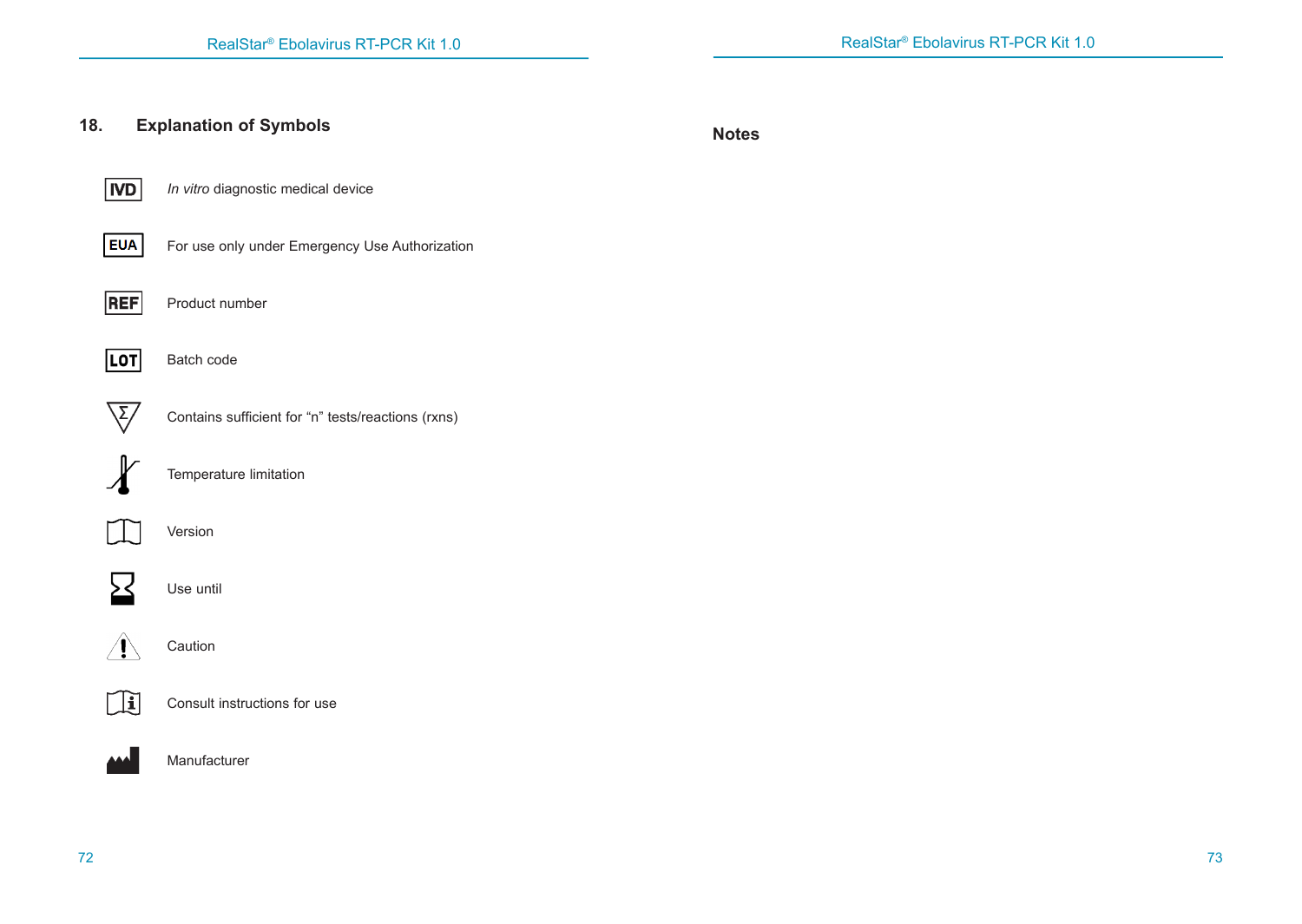## 18. Explanation of Symbols

| | |
|---|---|
| IVD | *In vitro* diagnostic medical device |
| EUA | For use only under Emergency Use Authorization |
| REF | Product number |
| LOT | Batch code |
| Σ | Contains sufficient for “n” tests/reactions (rxns) |
| | Temperature limitation |
| | Version |
| | Use until |
| | Caution |
| | Consult instructions for use |
| | Manufacturer |

## Notes